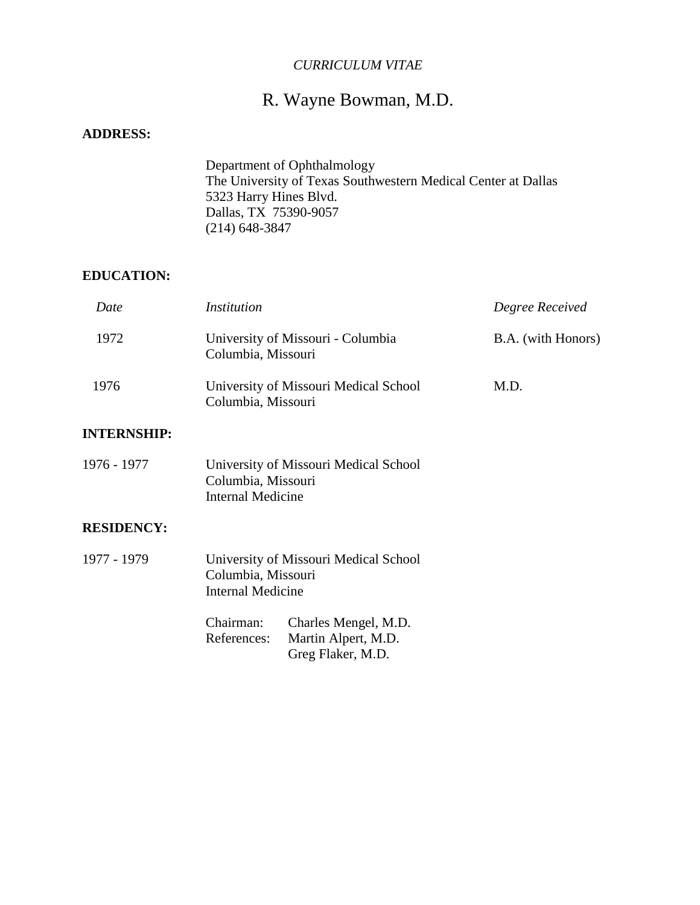*CURRICULUM VITAE*

# R. Wayne Bowman, M.D.

**ADDRESS:**

Department of Ophthalmology
The University of Texas Southwestern Medical Center at Dallas
5323 Harry Hines Blvd.
Dallas, TX 75390-9057
(214) 648-3847

**EDUCATION:**

| *Date* | *Institution* | *Degree Received* |
|---|---|---|
| 1972 | University of Missouri - Columbia<br>Columbia, Missouri | B.A. (with Honors) |
| 1976 | University of Missouri Medical School<br>Columbia, Missouri | M.D. |

**INTERNSHIP:**

1976 - 1977
University of Missouri Medical School
Columbia, Missouri
Internal Medicine

**RESIDENCY:**

1977 - 1979
University of Missouri Medical School
Columbia, Missouri
Internal Medicine

Chairman: Charles Mengel, M.D.
References: Martin Alpert, M.D.
Greg Flaker, M.D.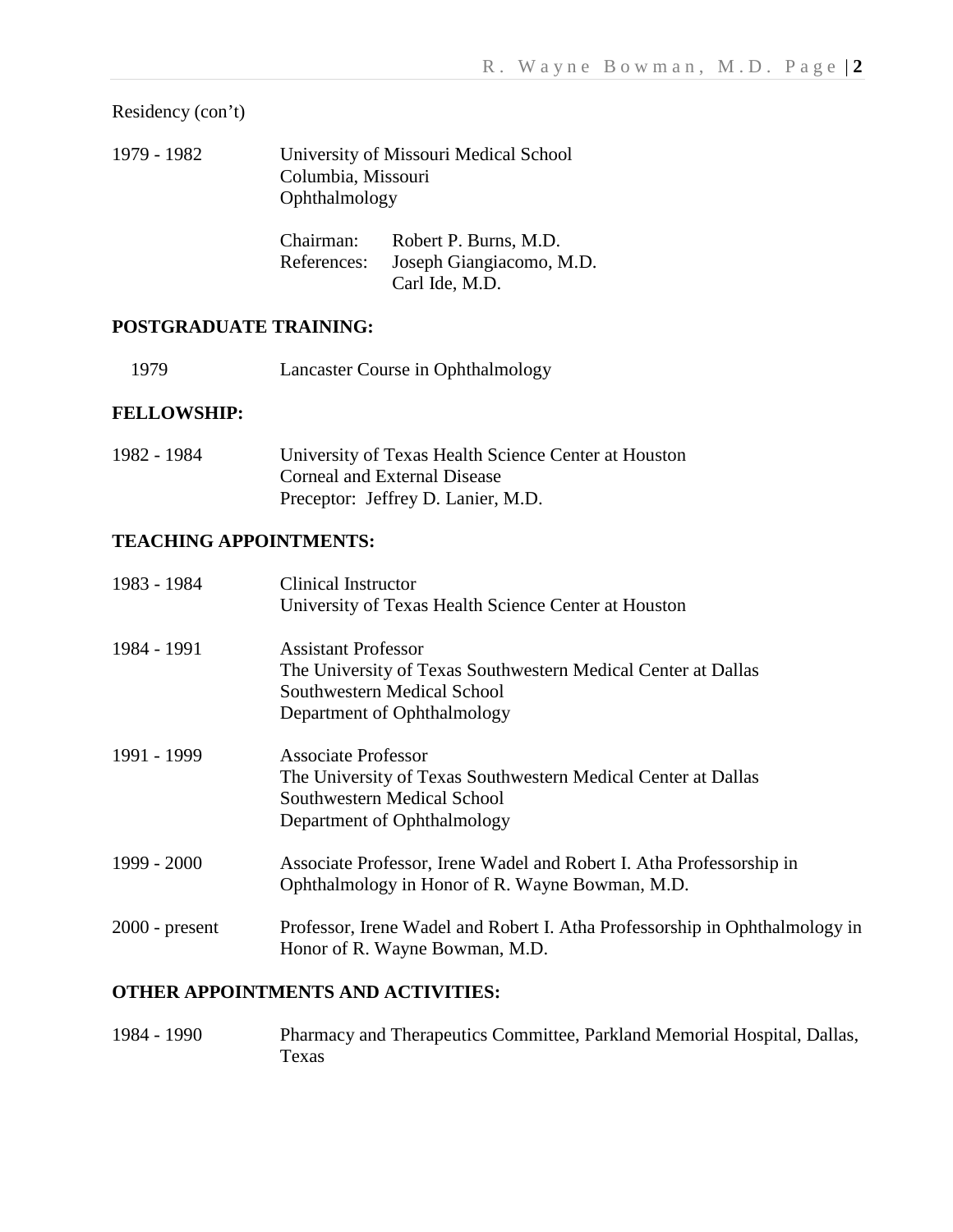Residency (con't)

1979 - 1982 University of Missouri Medical School
Columbia, Missouri
Ophthalmology

Chairman: Robert P. Burns, M.D.
References: Joseph Giangiacomo, M.D.
Carl Ide, M.D.

## POSTGRADUATE TRAINING:

1979 Lancaster Course in Ophthalmology

## FELLOWSHIP:

1982 - 1984 University of Texas Health Science Center at Houston
Corneal and External Disease
Preceptor: Jeffrey D. Lanier, M.D.

## TEACHING APPOINTMENTS:

1983 - 1984 Clinical Instructor
University of Texas Health Science Center at Houston

1984 - 1991 Assistant Professor
The University of Texas Southwestern Medical Center at Dallas
Southwestern Medical School
Department of Ophthalmology

1991 - 1999 Associate Professor
The University of Texas Southwestern Medical Center at Dallas
Southwestern Medical School
Department of Ophthalmology

1999 - 2000 Associate Professor, Irene Wadel and Robert I. Atha Professorship in Ophthalmology in Honor of R. Wayne Bowman, M.D.

2000 - present Professor, Irene Wadel and Robert I. Atha Professorship in Ophthalmology in Honor of R. Wayne Bowman, M.D.

## OTHER APPOINTMENTS AND ACTIVITIES:

1984 - 1990 Pharmacy and Therapeutics Committee, Parkland Memorial Hospital, Dallas, Texas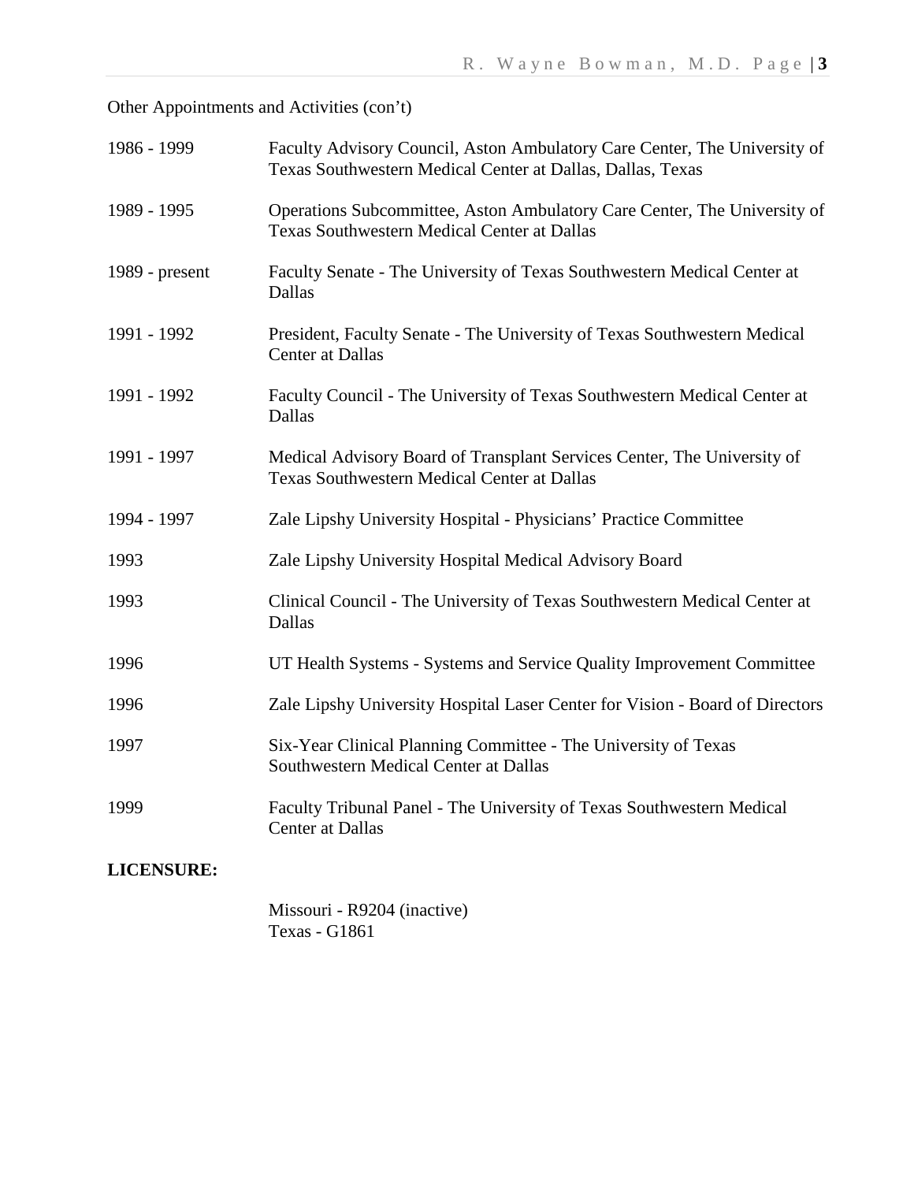Other Appointments and Activities (con't)

| | |
|---|---|
| 1986 - 1999 | Faculty Advisory Council, Aston Ambulatory Care Center, The University of Texas Southwestern Medical Center at Dallas, Dallas, Texas |
| 1989 - 1995 | Operations Subcommittee, Aston Ambulatory Care Center, The University of Texas Southwestern Medical Center at Dallas |
| 1989 - present | Faculty Senate - The University of Texas Southwestern Medical Center at Dallas |
| 1991 - 1992 | President, Faculty Senate - The University of Texas Southwestern Medical Center at Dallas |
| 1991 - 1992 | Faculty Council - The University of Texas Southwestern Medical Center at Dallas |
| 1991 - 1997 | Medical Advisory Board of Transplant Services Center, The University of Texas Southwestern Medical Center at Dallas |
| 1994 - 1997 | Zale Lipshy University Hospital - Physicians' Practice Committee |
| 1993 | Zale Lipshy University Hospital Medical Advisory Board |
| 1993 | Clinical Council - The University of Texas Southwestern Medical Center at Dallas |
| 1996 | UT Health Systems - Systems and Service Quality Improvement Committee |
| 1996 | Zale Lipshy University Hospital Laser Center for Vision - Board of Directors |
| 1997 | Six-Year Clinical Planning Committee - The University of Texas Southwestern Medical Center at Dallas |
| 1999 | Faculty Tribunal Panel - The University of Texas Southwestern Medical Center at Dallas |

**LICENSURE:**

Missouri - R9204 (inactive)
Texas - G1861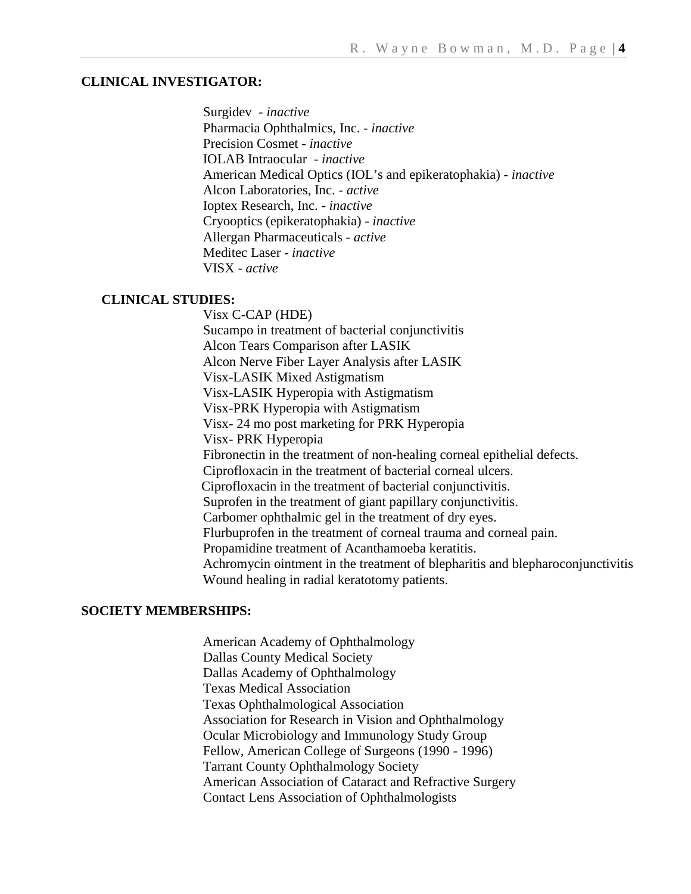## CLINICAL INVESTIGATOR:

Surgidev - *inactive*
Pharmacia Ophthalmics, Inc. - *inactive*
Precision Cosmet - *inactive*
IOLAB Intraocular - *inactive*
American Medical Optics (IOL's and epikeratophakia) - *inactive*
Alcon Laboratories, Inc. - *active*
Ioptex Research, Inc. - *inactive*
Cryooptics (epikeratophakia) - *inactive*
Allergan Pharmaceuticals - *active*
Meditec Laser - *inactive*
VISX - *active*

## CLINICAL STUDIES:

Visx C-CAP (HDE)
Sucampo in treatment of bacterial conjunctivitis
Alcon Tears Comparison after LASIK
Alcon Nerve Fiber Layer Analysis after LASIK
Visx-LASIK Mixed Astigmatism
Visx-LASIK Hyperopia with Astigmatism
Visx-PRK Hyperopia with Astigmatism
Visx- 24 mo post marketing for PRK Hyperopia
Visx- PRK Hyperopia
Fibronectin in the treatment of non-healing corneal epithelial defects.
Ciprofloxacin in the treatment of bacterial corneal ulcers.
Ciprofloxacin in the treatment of bacterial conjunctivitis.
Suprofen in the treatment of giant papillary conjunctivitis.
Carbomer ophthalmic gel in the treatment of dry eyes.
Flurbuprofen in the treatment of corneal trauma and corneal pain.
Propamidine treatment of Acanthamoeba keratitis.
Achromycin ointment in the treatment of blepharitis and blepharoconjunctivitis
Wound healing in radial keratotomy patients.

## SOCIETY MEMBERSHIPS:

American Academy of Ophthalmology
Dallas County Medical Society
Dallas Academy of Ophthalmology
Texas Medical Association
Texas Ophthalmological Association
Association for Research in Vision and Ophthalmology
Ocular Microbiology and Immunology Study Group
Fellow, American College of Surgeons (1990 - 1996)
Tarrant County Ophthalmology Society
American Association of Cataract and Refractive Surgery
Contact Lens Association of Ophthalmologists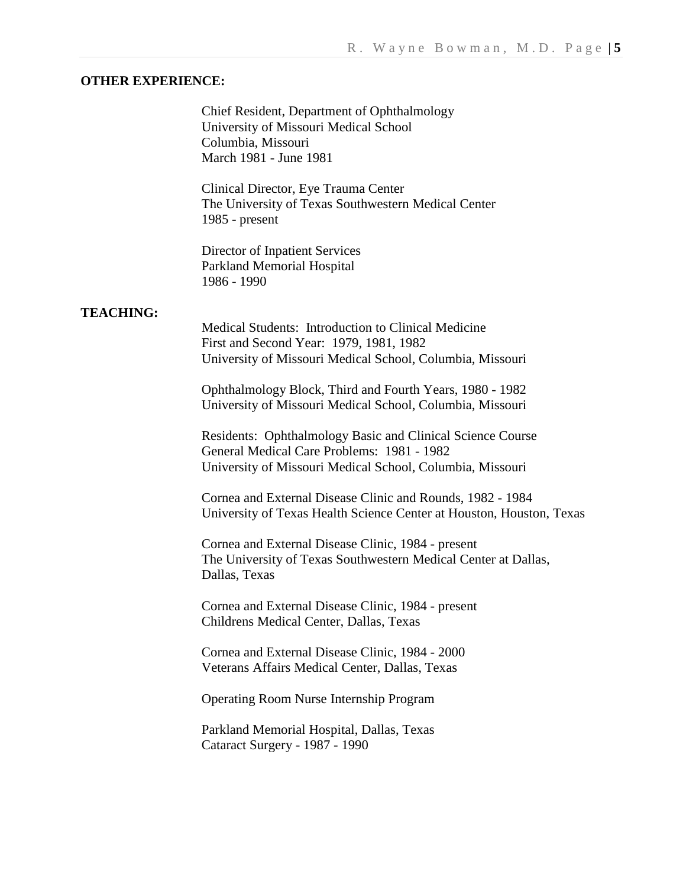**OTHER EXPERIENCE:**

Chief Resident, Department of Ophthalmology
University of Missouri Medical School
Columbia, Missouri
March 1981 - June 1981

Clinical Director, Eye Trauma Center
The University of Texas Southwestern Medical Center
1985 - present

Director of Inpatient Services
Parkland Memorial Hospital
1986 - 1990

**TEACHING:**

Medical Students: Introduction to Clinical Medicine
First and Second Year: 1979, 1981, 1982
University of Missouri Medical School, Columbia, Missouri

Ophthalmology Block, Third and Fourth Years, 1980 - 1982
University of Missouri Medical School, Columbia, Missouri

Residents: Ophthalmology Basic and Clinical Science Course
General Medical Care Problems: 1981 - 1982
University of Missouri Medical School, Columbia, Missouri

Cornea and External Disease Clinic and Rounds, 1982 - 1984
University of Texas Health Science Center at Houston, Houston, Texas

Cornea and External Disease Clinic, 1984 - present
The University of Texas Southwestern Medical Center at Dallas,
Dallas, Texas

Cornea and External Disease Clinic, 1984 - present
Childrens Medical Center, Dallas, Texas

Cornea and External Disease Clinic, 1984 - 2000
Veterans Affairs Medical Center, Dallas, Texas

Operating Room Nurse Internship Program

Parkland Memorial Hospital, Dallas, Texas
Cataract Surgery - 1987 - 1990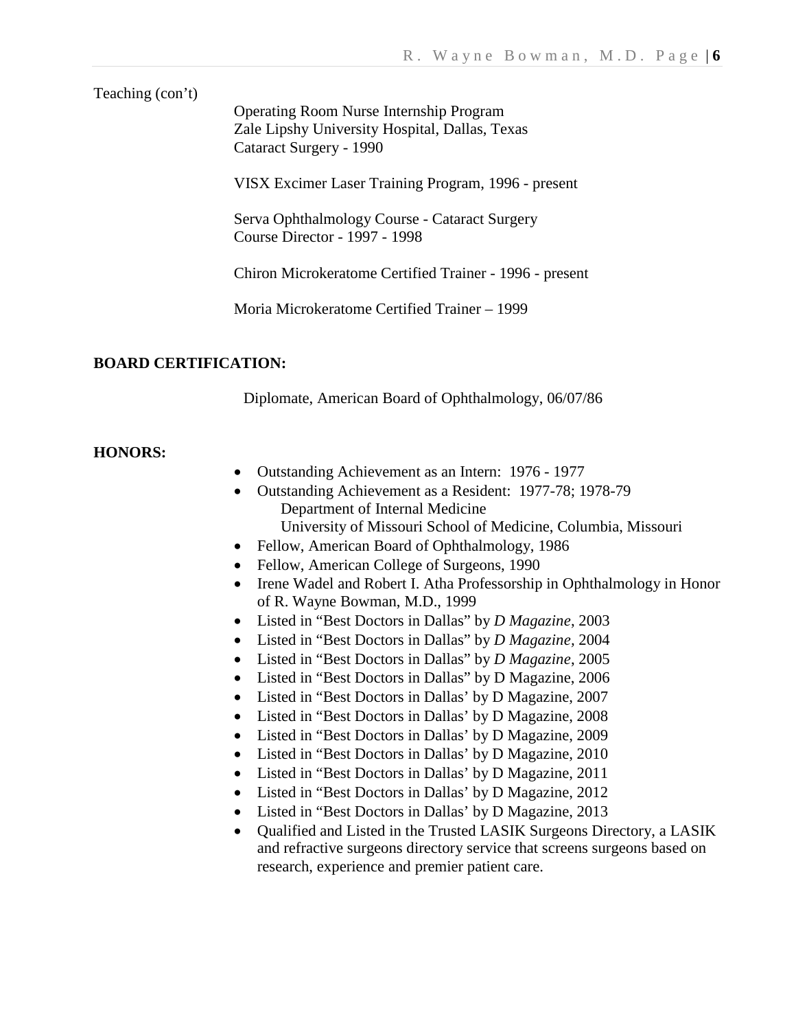Teaching (con't)

Operating Room Nurse Internship Program
Zale Lipshy University Hospital, Dallas, Texas
Cataract Surgery - 1990

VISX Excimer Laser Training Program, 1996 - present

Serva Ophthalmology Course - Cataract Surgery
Course Director - 1997 - 1998

Chiron Microkeratome Certified Trainer - 1996 - present

Moria Microkeratome Certified Trainer – 1999

**BOARD CERTIFICATION:**

Diplomate, American Board of Ophthalmology, 06/07/86

**HONORS:**

- Outstanding Achievement as an Intern: 1976 - 1977
- Outstanding Achievement as a Resident: 1977-78; 1978-79
  Department of Internal Medicine
  University of Missouri School of Medicine, Columbia, Missouri
- Fellow, American Board of Ophthalmology, 1986
- Fellow, American College of Surgeons, 1990
- Irene Wadel and Robert I. Atha Professorship in Ophthalmology in Honor of R. Wayne Bowman, M.D., 1999
- Listed in "Best Doctors in Dallas" by *D Magazine*, 2003
- Listed in "Best Doctors in Dallas" by *D Magazine,* 2004
- Listed in "Best Doctors in Dallas" by *D Magazine*, 2005
- Listed in "Best Doctors in Dallas" by D Magazine, 2006
- Listed in "Best Doctors in Dallas' by D Magazine, 2007
- Listed in "Best Doctors in Dallas' by D Magazine, 2008
- Listed in "Best Doctors in Dallas' by D Magazine, 2009
- Listed in "Best Doctors in Dallas' by D Magazine, 2010
- Listed in "Best Doctors in Dallas' by D Magazine, 2011
- Listed in "Best Doctors in Dallas' by D Magazine, 2012
- Listed in "Best Doctors in Dallas' by D Magazine, 2013
- Qualified and Listed in the Trusted LASIK Surgeons Directory, a LASIK and refractive surgeons directory service that screens surgeons based on research, experience and premier patient care.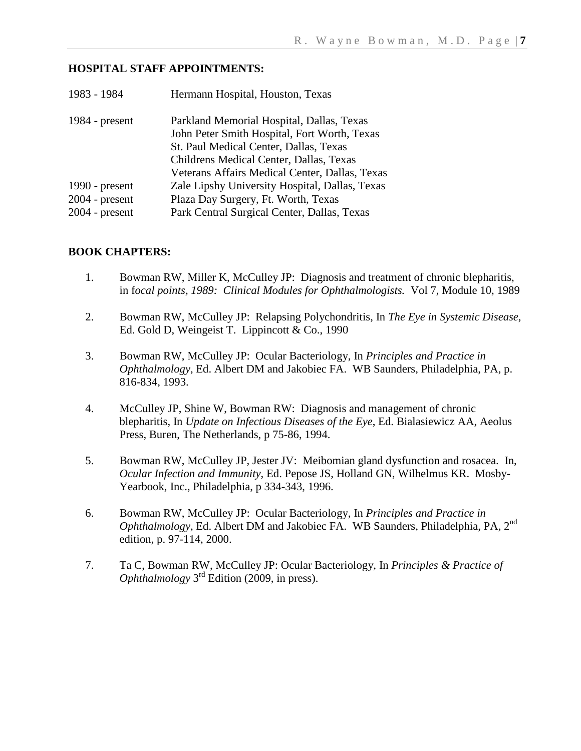**HOSPITAL STAFF APPOINTMENTS:**

| | |
|---|---|
| 1983 - 1984 | Hermann Hospital, Houston, Texas |
| 1984 - present | Parkland Memorial Hospital, Dallas, Texas |
| | John Peter Smith Hospital, Fort Worth, Texas |
| | St. Paul Medical Center, Dallas, Texas |
| | Childrens Medical Center, Dallas, Texas |
| | Veterans Affairs Medical Center, Dallas, Texas |
| 1990 - present | Zale Lipshy University Hospital, Dallas, Texas |
| 2004 - present | Plaza Day Surgery, Ft. Worth, Texas |
| 2004 - present | Park Central Surgical Center, Dallas, Texas |

**BOOK CHAPTERS:**

1. Bowman RW, Miller K, McCulley JP: Diagnosis and treatment of chronic blepharitis, in f*ocal points, 1989: Clinical Modules for Ophthalmologists.* Vol 7, Module 10, 1989

2. Bowman RW, McCulley JP: Relapsing Polychondritis, In *The Eye in Systemic Disease*, Ed. Gold D, Weingeist T. Lippincott & Co., 1990

3. Bowman RW, McCulley JP: Ocular Bacteriology, In *Principles and Practice in Ophthalmology*, Ed. Albert DM and Jakobiec FA. WB Saunders, Philadelphia, PA, p. 816-834, 1993.

4. McCulley JP, Shine W, Bowman RW: Diagnosis and management of chronic blepharitis, In *Update on Infectious Diseases of the Eye*, Ed. Bialasiewicz AA, Aeolus Press, Buren, The Netherlands, p 75-86, 1994.

5. Bowman RW, McCulley JP, Jester JV: Meibomian gland dysfunction and rosacea. In, *Ocular Infection and Immunity*, Ed. Pepose JS, Holland GN, Wilhelmus KR. Mosby-Yearbook, Inc., Philadelphia, p 334-343, 1996.

6. Bowman RW, McCulley JP: Ocular Bacteriology, In *Principles and Practice in Ophthalmology*, Ed. Albert DM and Jakobiec FA. WB Saunders, Philadelphia, PA, 2nd edition, p. 97-114, 2000.

7. Ta C, Bowman RW, McCulley JP: Ocular Bacteriology, In *Principles & Practice of Ophthalmology* 3rd Edition (2009, in press).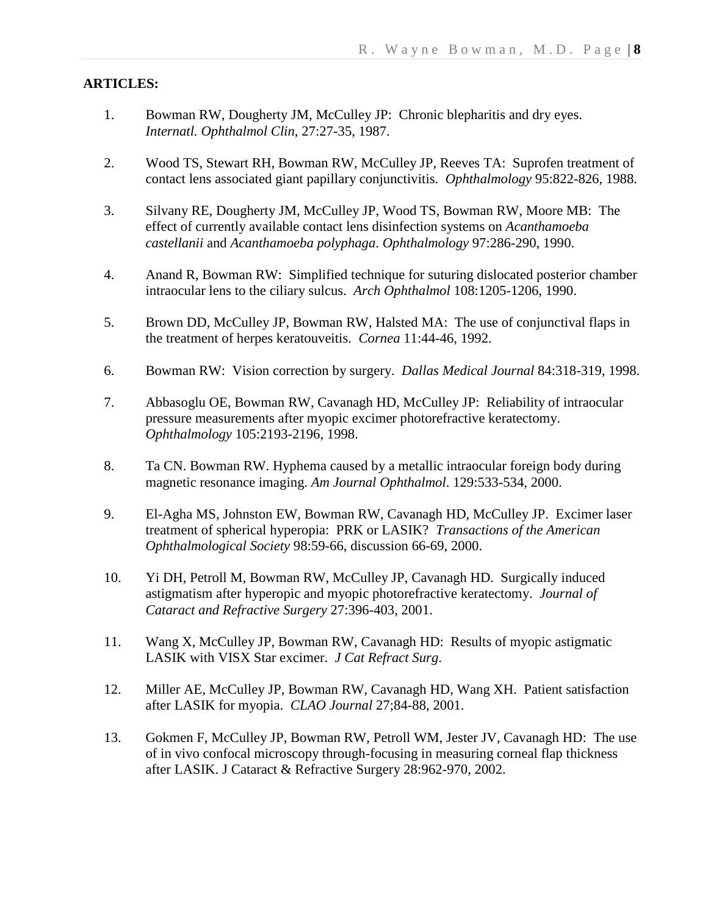**ARTICLES:**

1. Bowman RW, Dougherty JM, McCulley JP: Chronic blepharitis and dry eyes. *Internatl. Ophthalmol Clin*, 27:27-35, 1987.

2. Wood TS, Stewart RH, Bowman RW, McCulley JP, Reeves TA: Suprofen treatment of contact lens associated giant papillary conjunctivitis. *Ophthalmology* 95:822-826, 1988.

3. Silvany RE, Dougherty JM, McCulley JP, Wood TS, Bowman RW, Moore MB: The effect of currently available contact lens disinfection systems on *Acanthamoeba castellanii* and *Acanthamoeba polyphaga*. *Ophthalmology* 97:286-290, 1990.

4. Anand R, Bowman RW: Simplified technique for suturing dislocated posterior chamber intraocular lens to the ciliary sulcus. *Arch Ophthalmol* 108:1205-1206, 1990.

5. Brown DD, McCulley JP, Bowman RW, Halsted MA: The use of conjunctival flaps in the treatment of herpes keratouveitis. *Cornea* 11:44-46, 1992.

6. Bowman RW: Vision correction by surgery. *Dallas Medical Journal* 84:318-319, 1998.

7. Abbasoglu OE, Bowman RW, Cavanagh HD, McCulley JP: Reliability of intraocular pressure measurements after myopic excimer photorefractive keratectomy. *Ophthalmology* 105:2193-2196, 1998.

8. Ta CN. Bowman RW. Hyphema caused by a metallic intraocular foreign body during magnetic resonance imaging. *Am Journal Ophthalmol*. 129:533-534, 2000.

9. El-Agha MS, Johnston EW, Bowman RW, Cavanagh HD, McCulley JP. Excimer laser treatment of spherical hyperopia: PRK or LASIK? *Transactions of the American Ophthalmological Society* 98:59-66, discussion 66-69, 2000.

10. Yi DH, Petroll M, Bowman RW, McCulley JP, Cavanagh HD. Surgically induced astigmatism after hyperopic and myopic photorefractive keratectomy. *Journal of Cataract and Refractive Surgery* 27:396-403, 2001.

11. Wang X, McCulley JP, Bowman RW, Cavanagh HD: Results of myopic astigmatic LASIK with VISX Star excimer. *J Cat Refract Surg*.

12. Miller AE, McCulley JP, Bowman RW, Cavanagh HD, Wang XH. Patient satisfaction after LASIK for myopia. *CLAO Journal* 27;84-88, 2001.

13. Gokmen F, McCulley JP, Bowman RW, Petroll WM, Jester JV, Cavanagh HD: The use of in vivo confocal microscopy through-focusing in measuring corneal flap thickness after LASIK. J Cataract & Refractive Surgery 28:962-970, 2002.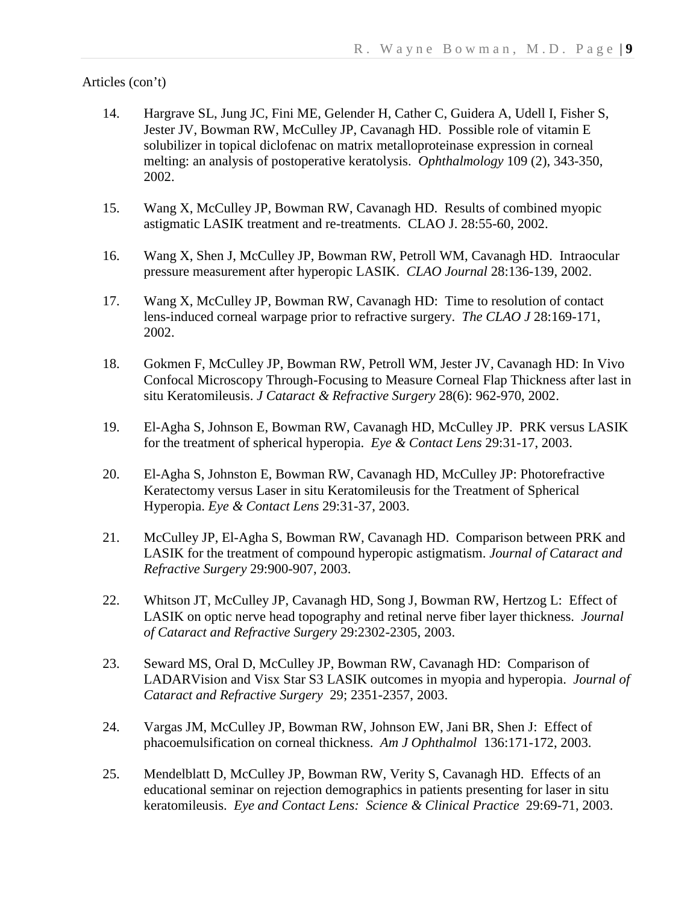Articles (con't)

14. Hargrave SL, Jung JC, Fini ME, Gelender H, Cather C, Guidera A, Udell I, Fisher S, Jester JV, Bowman RW, McCulley JP, Cavanagh HD. Possible role of vitamin E solubilizer in topical diclofenac on matrix metalloproteinase expression in corneal melting: an analysis of postoperative keratolysis. *Ophthalmology* 109 (2), 343-350, 2002.

15. Wang X, McCulley JP, Bowman RW, Cavanagh HD. Results of combined myopic astigmatic LASIK treatment and re-treatments. CLAO J. 28:55-60, 2002.

16. Wang X, Shen J, McCulley JP, Bowman RW, Petroll WM, Cavanagh HD. Intraocular pressure measurement after hyperopic LASIK. *CLAO Journal* 28:136-139, 2002.

17. Wang X, McCulley JP, Bowman RW, Cavanagh HD: Time to resolution of contact lens-induced corneal warpage prior to refractive surgery. *The CLAO J* 28:169-171, 2002.

18. Gokmen F, McCulley JP, Bowman RW, Petroll WM, Jester JV, Cavanagh HD: In Vivo Confocal Microscopy Through-Focusing to Measure Corneal Flap Thickness after last in situ Keratomileusis. *J Cataract & Refractive Surgery* 28(6): 962-970, 2002.

19. El-Agha S, Johnson E, Bowman RW, Cavanagh HD, McCulley JP. PRK versus LASIK for the treatment of spherical hyperopia. *Eye & Contact Lens* 29:31-17, 2003.

20. El-Agha S, Johnston E, Bowman RW, Cavanagh HD, McCulley JP: Photorefractive Keratectomy versus Laser in situ Keratomileusis for the Treatment of Spherical Hyperopia. *Eye & Contact Lens* 29:31-37, 2003.

21. McCulley JP, El-Agha S, Bowman RW, Cavanagh HD. Comparison between PRK and LASIK for the treatment of compound hyperopic astigmatism. *Journal of Cataract and Refractive Surgery* 29:900-907, 2003.

22. Whitson JT, McCulley JP, Cavanagh HD, Song J, Bowman RW, Hertzog L: Effect of LASIK on optic nerve head topography and retinal nerve fiber layer thickness. *Journal of Cataract and Refractive Surgery* 29:2302-2305, 2003.

23. Seward MS, Oral D, McCulley JP, Bowman RW, Cavanagh HD: Comparison of LADARVision and Visx Star S3 LASIK outcomes in myopia and hyperopia. *Journal of Cataract and Refractive Surgery* 29; 2351-2357, 2003.

24. Vargas JM, McCulley JP, Bowman RW, Johnson EW, Jani BR, Shen J: Effect of phacoemulsification on corneal thickness. *Am J Ophthalmol* 136:171-172, 2003.

25. Mendelblatt D, McCulley JP, Bowman RW, Verity S, Cavanagh HD. Effects of an educational seminar on rejection demographics in patients presenting for laser in situ keratomileusis. *Eye and Contact Lens: Science & Clinical Practice* 29:69-71, 2003.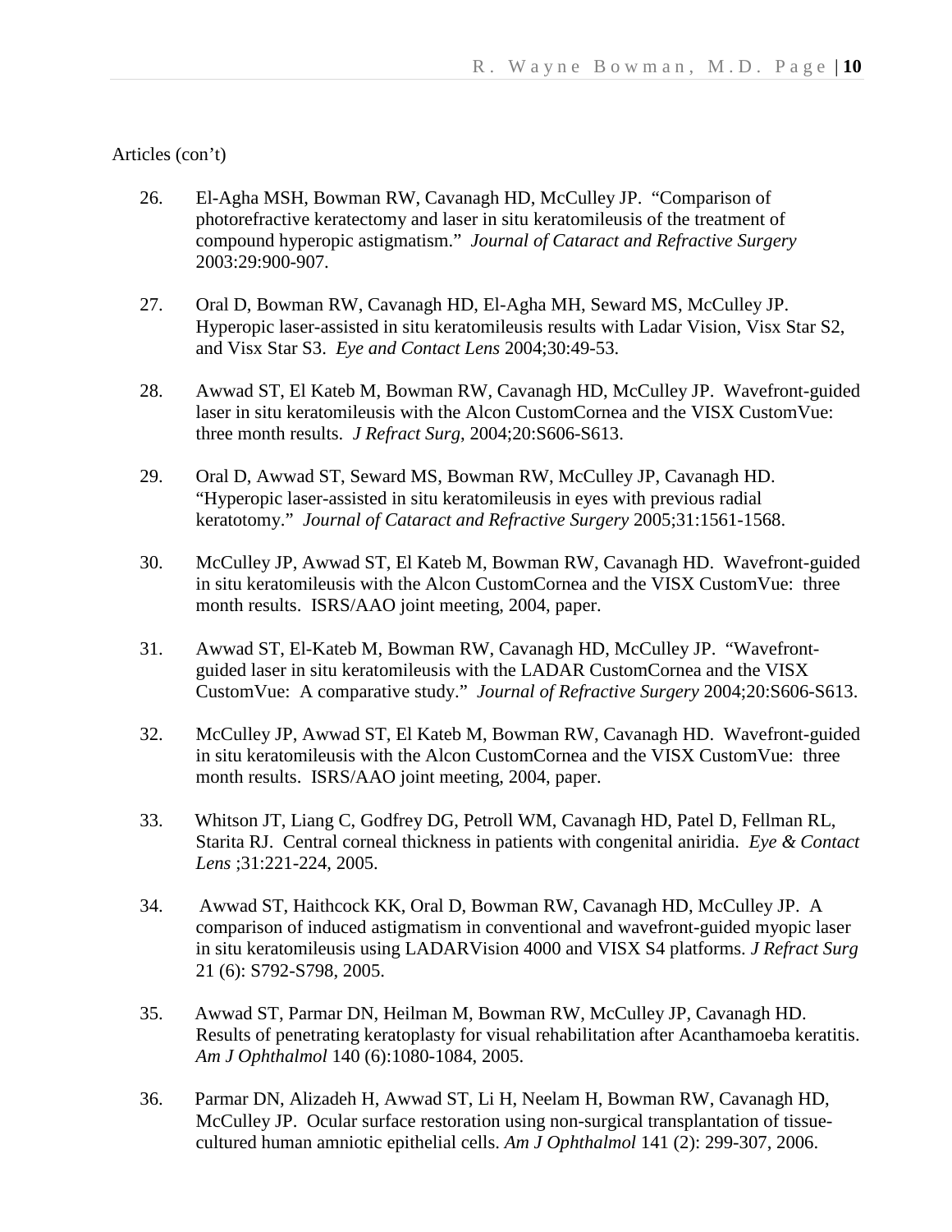Articles (con't)

26. El-Agha MSH, Bowman RW, Cavanagh HD, McCulley JP. "Comparison of photorefractive keratectomy and laser in situ keratomileusis of the treatment of compound hyperopic astigmatism." *Journal of Cataract and Refractive Surgery* 2003:29:900-907.

27. Oral D, Bowman RW, Cavanagh HD, El-Agha MH, Seward MS, McCulley JP. Hyperopic laser-assisted in situ keratomileusis results with Ladar Vision, Visx Star S2, and Visx Star S3. *Eye and Contact Lens* 2004;30:49-53.

28. Awwad ST, El Kateb M, Bowman RW, Cavanagh HD, McCulley JP. Wavefront-guided laser in situ keratomileusis with the Alcon CustomCornea and the VISX CustomVue: three month results. *J Refract Surg*, 2004;20:S606-S613.

29. Oral D, Awwad ST, Seward MS, Bowman RW, McCulley JP, Cavanagh HD. "Hyperopic laser-assisted in situ keratomileusis in eyes with previous radial keratotomy." *Journal of Cataract and Refractive Surgery* 2005;31:1561-1568.

30. McCulley JP, Awwad ST, El Kateb M, Bowman RW, Cavanagh HD. Wavefront-guided in situ keratomileusis with the Alcon CustomCornea and the VISX CustomVue: three month results. ISRS/AAO joint meeting, 2004, paper.

31. Awwad ST, El-Kateb M, Bowman RW, Cavanagh HD, McCulley JP. "Wavefront-guided laser in situ keratomileusis with the LADAR CustomCornea and the VISX CustomVue: A comparative study." *Journal of Refractive Surgery* 2004;20:S606-S613.

32. McCulley JP, Awwad ST, El Kateb M, Bowman RW, Cavanagh HD. Wavefront-guided in situ keratomileusis with the Alcon CustomCornea and the VISX CustomVue: three month results. ISRS/AAO joint meeting, 2004, paper.

33. Whitson JT, Liang C, Godfrey DG, Petroll WM, Cavanagh HD, Patel D, Fellman RL, Starita RJ. Central corneal thickness in patients with congenital aniridia. *Eye & Contact Lens* ;31:221-224, 2005.

34. Awwad ST, Haithcock KK, Oral D, Bowman RW, Cavanagh HD, McCulley JP. A comparison of induced astigmatism in conventional and wavefront-guided myopic laser in situ keratomileusis using LADARVision 4000 and VISX S4 platforms. *J Refract Surg* 21 (6): S792-S798, 2005.

35. Awwad ST, Parmar DN, Heilman M, Bowman RW, McCulley JP, Cavanagh HD. Results of penetrating keratoplasty for visual rehabilitation after Acanthamoeba keratitis. *Am J Ophthalmol* 140 (6):1080-1084, 2005.

36. Parmar DN, Alizadeh H, Awwad ST, Li H, Neelam H, Bowman RW, Cavanagh HD, McCulley JP. Ocular surface restoration using non-surgical transplantation of tissue-cultured human amniotic epithelial cells. *Am J Ophthalmol* 141 (2): 299-307, 2006.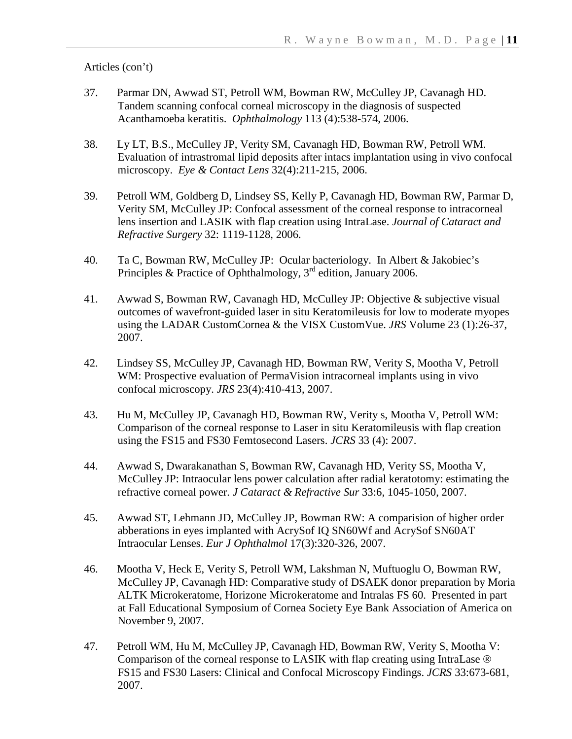Articles (con't)

37. Parmar DN, Awwad ST, Petroll WM, Bowman RW, McCulley JP, Cavanagh HD. Tandem scanning confocal corneal microscopy in the diagnosis of suspected Acanthamoeba keratitis. *Ophthalmology* 113 (4):538-574, 2006.

38. Ly LT, B.S., McCulley JP, Verity SM, Cavanagh HD, Bowman RW, Petroll WM. Evaluation of intrastromal lipid deposits after intacs implantation using in vivo confocal microscopy. *Eye & Contact Lens* 32(4):211-215, 2006.

39. Petroll WM, Goldberg D, Lindsey SS, Kelly P, Cavanagh HD, Bowman RW, Parmar D, Verity SM, McCulley JP: Confocal assessment of the corneal response to intracorneal lens insertion and LASIK with flap creation using IntraLase. *Journal of Cataract and Refractive Surgery* 32: 1119-1128, 2006.

40. Ta C, Bowman RW, McCulley JP: Ocular bacteriology. In Albert & Jakobiec's Principles & Practice of Ophthalmology, 3rd edition, January 2006.

41. Awwad S, Bowman RW, Cavanagh HD, McCulley JP: Objective & subjective visual outcomes of wavefront-guided laser in situ Keratomileusis for low to moderate myopes using the LADAR CustomCornea & the VISX CustomVue. *JRS* Volume 23 (1):26-37, 2007.

42. Lindsey SS, McCulley JP, Cavanagh HD, Bowman RW, Verity S, Mootha V, Petroll WM: Prospective evaluation of PermaVision intracorneal implants using in vivo confocal microscopy. *JRS* 23(4):410-413, 2007.

43. Hu M, McCulley JP, Cavanagh HD, Bowman RW, Verity s, Mootha V, Petroll WM: Comparison of the corneal response to Laser in situ Keratomileusis with flap creation using the FS15 and FS30 Femtosecond Lasers. *JCRS* 33 (4): 2007.

44. Awwad S, Dwarakanathan S, Bowman RW, Cavanagh HD, Verity SS, Mootha V, McCulley JP: Intraocular lens power calculation after radial keratotomy: estimating the refractive corneal power. *J Cataract & Refractive Sur* 33:6, 1045-1050, 2007.

45. Awwad ST, Lehmann JD, McCulley JP, Bowman RW: A comparision of higher order abberations in eyes implanted with AcrySof IQ SN60Wf and AcrySof SN60AT Intraocular Lenses. *Eur J Ophthalmol* 17(3):320-326, 2007.

46. Mootha V, Heck E, Verity S, Petroll WM, Lakshman N, Muftuoglu O, Bowman RW, McCulley JP, Cavanagh HD: Comparative study of DSAEK donor preparation by Moria ALTK Microkeratome, Horizone Microkeratome and Intralas FS 60. Presented in part at Fall Educational Symposium of Cornea Society Eye Bank Association of America on November 9, 2007.

47. Petroll WM, Hu M, McCulley JP, Cavanagh HD, Bowman RW, Verity S, Mootha V: Comparison of the corneal response to LASIK with flap creating using IntraLase ® FS15 and FS30 Lasers: Clinical and Confocal Microscopy Findings. *JCRS* 33:673-681, 2007.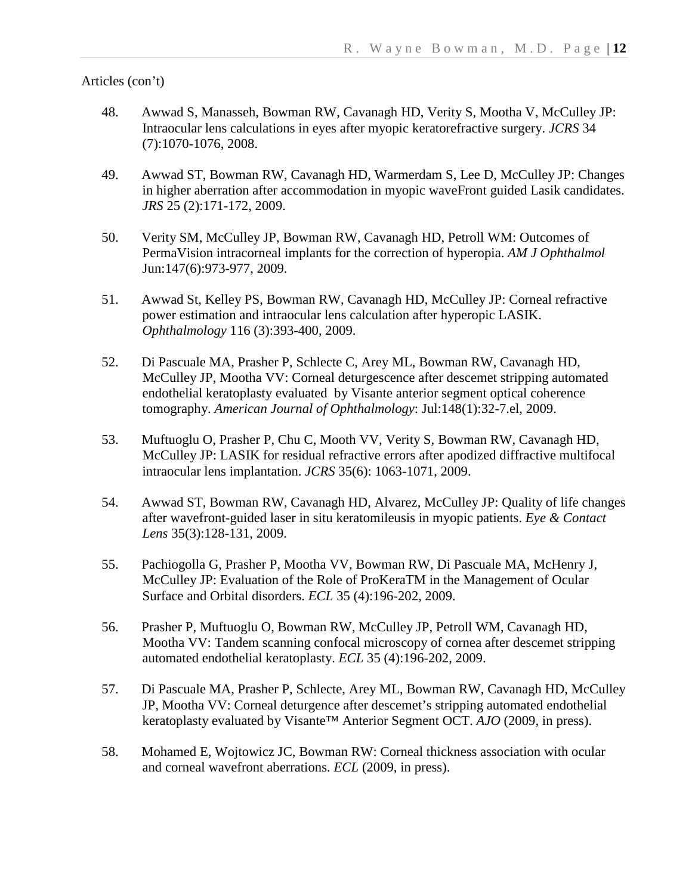Articles (con't)

48. Awwad S, Manasseh, Bowman RW, Cavanagh HD, Verity S, Mootha V, McCulley JP: Intraocular lens calculations in eyes after myopic keratorefractive surgery. *JCRS* 34 (7):1070-1076, 2008.

49. Awwad ST, Bowman RW, Cavanagh HD, Warmerdam S, Lee D, McCulley JP: Changes in higher aberration after accommodation in myopic waveFront guided Lasik candidates. *JRS* 25 (2):171-172, 2009.

50. Verity SM, McCulley JP, Bowman RW, Cavanagh HD, Petroll WM: Outcomes of PermaVision intracorneal implants for the correction of hyperopia. *AM J Ophthalmol* Jun:147(6):973-977, 2009.

51. Awwad St, Kelley PS, Bowman RW, Cavanagh HD, McCulley JP: Corneal refractive power estimation and intraocular lens calculation after hyperopic LASIK. *Ophthalmology* 116 (3):393-400, 2009.

52. Di Pascuale MA, Prasher P, Schlecte C, Arey ML, Bowman RW, Cavanagh HD, McCulley JP, Mootha VV: Corneal deturgescence after descemet stripping automated endothelial keratoplasty evaluated by Visante anterior segment optical coherence tomography. *American Journal of Ophthalmology*: Jul:148(1):32-7.el, 2009.

53. Muftuoglu O, Prasher P, Chu C, Mooth VV, Verity S, Bowman RW, Cavanagh HD, McCulley JP: LASIK for residual refractive errors after apodized diffractive multifocal intraocular lens implantation. *JCRS* 35(6): 1063-1071, 2009.

54. Awwad ST, Bowman RW, Cavanagh HD, Alvarez, McCulley JP: Quality of life changes after wavefront-guided laser in situ keratomileusis in myopic patients. *Eye & Contact Lens* 35(3):128-131, 2009.

55. Pachiogolla G, Prasher P, Mootha VV, Bowman RW, Di Pascuale MA, McHenry J, McCulley JP: Evaluation of the Role of ProKeraTM in the Management of Ocular Surface and Orbital disorders. *ECL* 35 (4):196-202, 2009.

56. Prasher P, Muftuoglu O, Bowman RW, McCulley JP, Petroll WM, Cavanagh HD, Mootha VV: Tandem scanning confocal microscopy of cornea after descemet stripping automated endothelial keratoplasty. *ECL* 35 (4):196-202, 2009.

57. Di Pascuale MA, Prasher P, Schlecte, Arey ML, Bowman RW, Cavanagh HD, McCulley JP, Mootha VV: Corneal deturgence after descemet's stripping automated endothelial keratoplasty evaluated by Visante™ Anterior Segment OCT. *AJO* (2009, in press).

58. Mohamed E, Wojtowicz JC, Bowman RW: Corneal thickness association with ocular and corneal wavefront aberrations. *ECL* (2009, in press).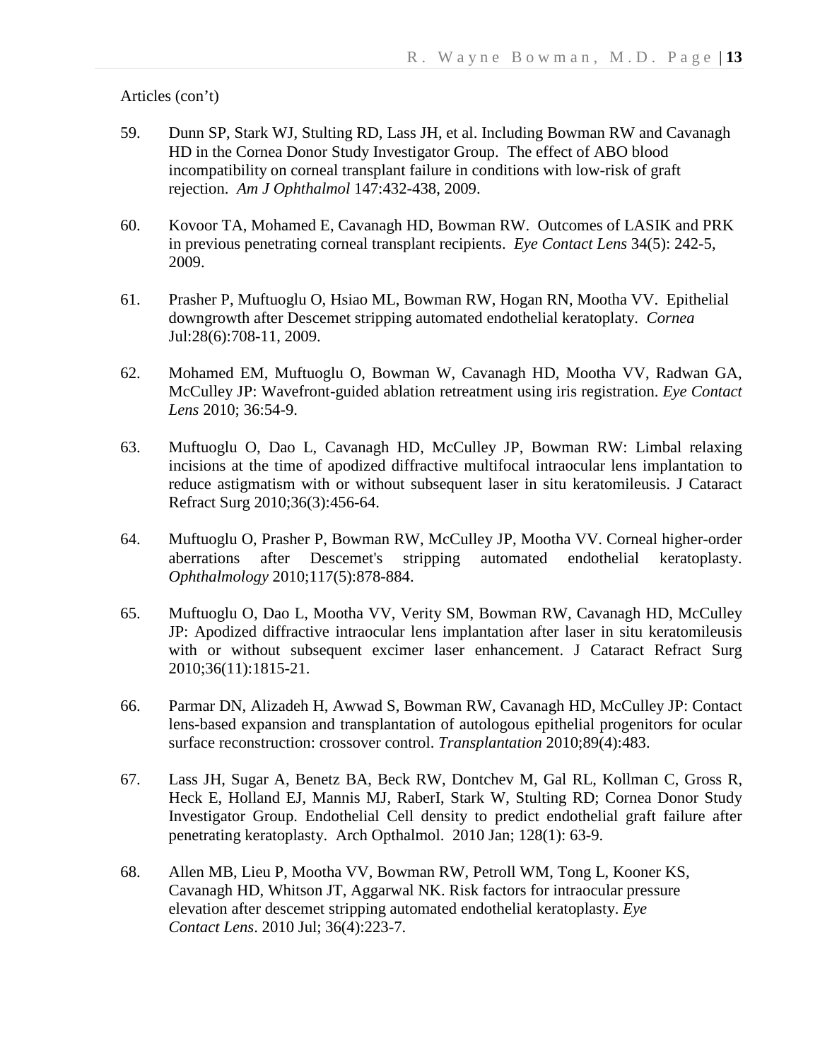Articles (con't)

59. Dunn SP, Stark WJ, Stulting RD, Lass JH, et al. Including Bowman RW and Cavanagh HD in the Cornea Donor Study Investigator Group. The effect of ABO blood incompatibility on corneal transplant failure in conditions with low-risk of graft rejection. *Am J Ophthalmol* 147:432-438, 2009.

60. Kovoor TA, Mohamed E, Cavanagh HD, Bowman RW. Outcomes of LASIK and PRK in previous penetrating corneal transplant recipients. *Eye Contact Lens* 34(5): 242-5, 2009.

61. Prasher P, Muftuoglu O, Hsiao ML, Bowman RW, Hogan RN, Mootha VV. Epithelial downgrowth after Descemet stripping automated endothelial keratoplaty. *Cornea* Jul:28(6):708-11, 2009.

62. Mohamed EM, Muftuoglu O, Bowman W, Cavanagh HD, Mootha VV, Radwan GA, McCulley JP: Wavefront-guided ablation retreatment using iris registration. *Eye Contact Lens* 2010; 36:54-9.

63. Muftuoglu O, Dao L, Cavanagh HD, McCulley JP, Bowman RW: Limbal relaxing incisions at the time of apodized diffractive multifocal intraocular lens implantation to reduce astigmatism with or without subsequent laser in situ keratomileusis. J Cataract Refract Surg 2010;36(3):456-64.

64. Muftuoglu O, Prasher P, Bowman RW, McCulley JP, Mootha VV. Corneal higher-order aberrations after Descemet's stripping automated endothelial keratoplasty. *Ophthalmology* 2010;117(5):878-884.

65. Muftuoglu O, Dao L, Mootha VV, Verity SM, Bowman RW, Cavanagh HD, McCulley JP: Apodized diffractive intraocular lens implantation after laser in situ keratomileusis with or without subsequent excimer laser enhancement. J Cataract Refract Surg 2010;36(11):1815-21.

66. Parmar DN, Alizadeh H, Awwad S, Bowman RW, Cavanagh HD, McCulley JP: Contact lens-based expansion and transplantation of autologous epithelial progenitors for ocular surface reconstruction: crossover control. *Transplantation* 2010;89(4):483.

67. Lass JH, Sugar A, Benetz BA, Beck RW, Dontchev M, Gal RL, Kollman C, Gross R, Heck E, Holland EJ, Mannis MJ, RaberI, Stark W, Stulting RD; Cornea Donor Study Investigator Group. Endothelial Cell density to predict endothelial graft failure after penetrating keratoplasty. Arch Opthalmol. 2010 Jan; 128(1): 63-9.

68. Allen MB, Lieu P, Mootha VV, Bowman RW, Petroll WM, Tong L, Kooner KS, Cavanagh HD, Whitson JT, Aggarwal NK. Risk factors for intraocular pressure elevation after descemet stripping automated endothelial keratoplasty. *Eye Contact Lens*. 2010 Jul; 36(4):223-7.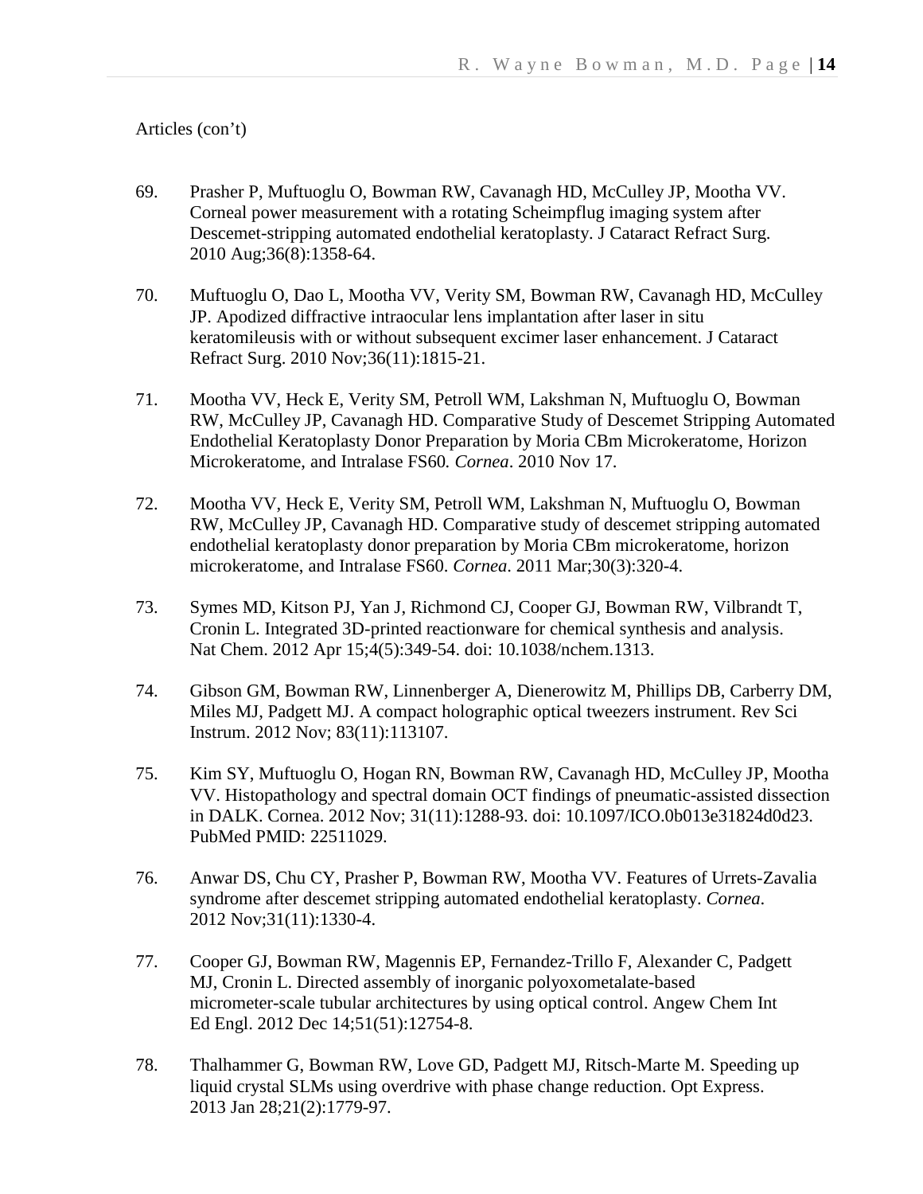Articles (con't)

69. Prasher P, Muftuoglu O, Bowman RW, Cavanagh HD, McCulley JP, Mootha VV. Corneal power measurement with a rotating Scheimpflug imaging system after Descemet-stripping automated endothelial keratoplasty. J Cataract Refract Surg. 2010 Aug;36(8):1358-64.

70. Muftuoglu O, Dao L, Mootha VV, Verity SM, Bowman RW, Cavanagh HD, McCulley JP. Apodized diffractive intraocular lens implantation after laser in situ keratomileusis with or without subsequent excimer laser enhancement. J Cataract Refract Surg. 2010 Nov;36(11):1815-21.

71. Mootha VV, Heck E, Verity SM, Petroll WM, Lakshman N, Muftuoglu O, Bowman RW, McCulley JP, Cavanagh HD. Comparative Study of Descemet Stripping Automated Endothelial Keratoplasty Donor Preparation by Moria CBm Microkeratome, Horizon Microkeratome, and Intralase FS60*.* *Cornea*. 2010 Nov 17.

72. Mootha VV, Heck E, Verity SM, Petroll WM, Lakshman N, Muftuoglu O, Bowman RW, McCulley JP, Cavanagh HD. Comparative study of descemet stripping automated endothelial keratoplasty donor preparation by Moria CBm microkeratome, horizon microkeratome, and Intralase FS60. *Cornea*. 2011 Mar;30(3):320-4.

73. Symes MD, Kitson PJ, Yan J, Richmond CJ, Cooper GJ, Bowman RW, Vilbrandt T, Cronin L. Integrated 3D-printed reactionware for chemical synthesis and analysis. Nat Chem. 2012 Apr 15;4(5):349-54. doi: 10.1038/nchem.1313.

74. Gibson GM, Bowman RW, Linnenberger A, Dienerowitz M, Phillips DB, Carberry DM, Miles MJ, Padgett MJ. A compact holographic optical tweezers instrument. Rev Sci Instrum. 2012 Nov; 83(11):113107.

75. Kim SY, Muftuoglu O, Hogan RN, Bowman RW, Cavanagh HD, McCulley JP, Mootha VV. Histopathology and spectral domain OCT findings of pneumatic-assisted dissection in DALK. Cornea. 2012 Nov; 31(11):1288-93. doi: 10.1097/ICO.0b013e31824d0d23. PubMed PMID: 22511029.

76. Anwar DS, Chu CY, Prasher P, Bowman RW, Mootha VV. Features of Urrets-Zavalia syndrome after descemet stripping automated endothelial keratoplasty. *Cornea*. 2012 Nov;31(11):1330-4.

77. Cooper GJ, Bowman RW, Magennis EP, Fernandez-Trillo F, Alexander C, Padgett MJ, Cronin L. Directed assembly of inorganic polyoxometalate-based micrometer-scale tubular architectures by using optical control. Angew Chem Int Ed Engl. 2012 Dec 14;51(51):12754-8.

78. Thalhammer G, Bowman RW, Love GD, Padgett MJ, Ritsch-Marte M. Speeding up liquid crystal SLMs using overdrive with phase change reduction. Opt Express. 2013 Jan 28;21(2):1779-97.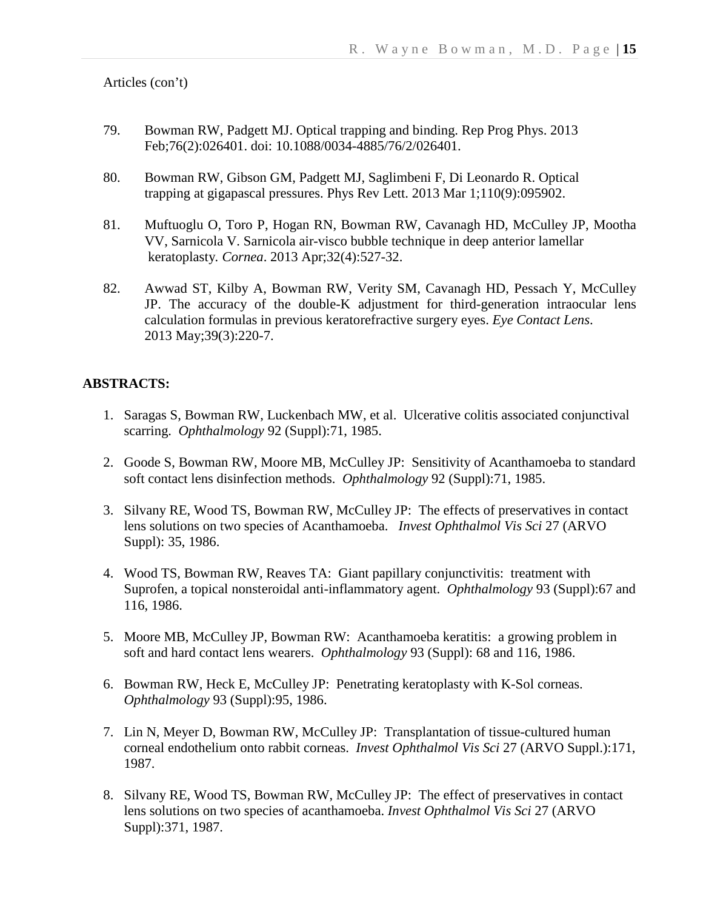Articles (con't)

79. Bowman RW, Padgett MJ. Optical trapping and binding. Rep Prog Phys. 2013 Feb;76(2):026401. doi: 10.1088/0034-4885/76/2/026401.

80. Bowman RW, Gibson GM, Padgett MJ, Saglimbeni F, Di Leonardo R. Optical trapping at gigapascal pressures. Phys Rev Lett. 2013 Mar 1;110(9):095902.

81. Muftuoglu O, Toro P, Hogan RN, Bowman RW, Cavanagh HD, McCulley JP, Mootha VV, Sarnicola V. Sarnicola air-visco bubble technique in deep anterior lamellar keratoplasty. *Cornea*. 2013 Apr;32(4):527-32.

82. Awwad ST, Kilby A, Bowman RW, Verity SM, Cavanagh HD, Pessach Y, McCulley JP. The accuracy of the double-K adjustment for third-generation intraocular lens calculation formulas in previous keratorefractive surgery eyes. *Eye Contact Lens*. 2013 May;39(3):220-7.

## ABSTRACTS:

1. Saragas S, Bowman RW, Luckenbach MW, et al. Ulcerative colitis associated conjunctival scarring. *Ophthalmology* 92 (Suppl):71, 1985.

2. Goode S, Bowman RW, Moore MB, McCulley JP: Sensitivity of Acanthamoeba to standard soft contact lens disinfection methods. *Ophthalmology* 92 (Suppl):71, 1985.

3. Silvany RE, Wood TS, Bowman RW, McCulley JP: The effects of preservatives in contact lens solutions on two species of Acanthamoeba. *Invest Ophthalmol Vis Sci* 27 (ARVO Suppl): 35, 1986.

4. Wood TS, Bowman RW, Reaves TA: Giant papillary conjunctivitis: treatment with Suprofen, a topical nonsteroidal anti-inflammatory agent. *Ophthalmology* 93 (Suppl):67 and 116, 1986.

5. Moore MB, McCulley JP, Bowman RW: Acanthamoeba keratitis: a growing problem in soft and hard contact lens wearers. *Ophthalmology* 93 (Suppl): 68 and 116, 1986.

6. Bowman RW, Heck E, McCulley JP: Penetrating keratoplasty with K-Sol corneas. *Ophthalmology* 93 (Suppl):95, 1986.

7. Lin N, Meyer D, Bowman RW, McCulley JP: Transplantation of tissue-cultured human corneal endothelium onto rabbit corneas. *Invest Ophthalmol Vis Sci* 27 (ARVO Suppl.):171, 1987.

8. Silvany RE, Wood TS, Bowman RW, McCulley JP: The effect of preservatives in contact lens solutions on two species of acanthamoeba. *Invest Ophthalmol Vis Sci* 27 (ARVO Suppl):371, 1987.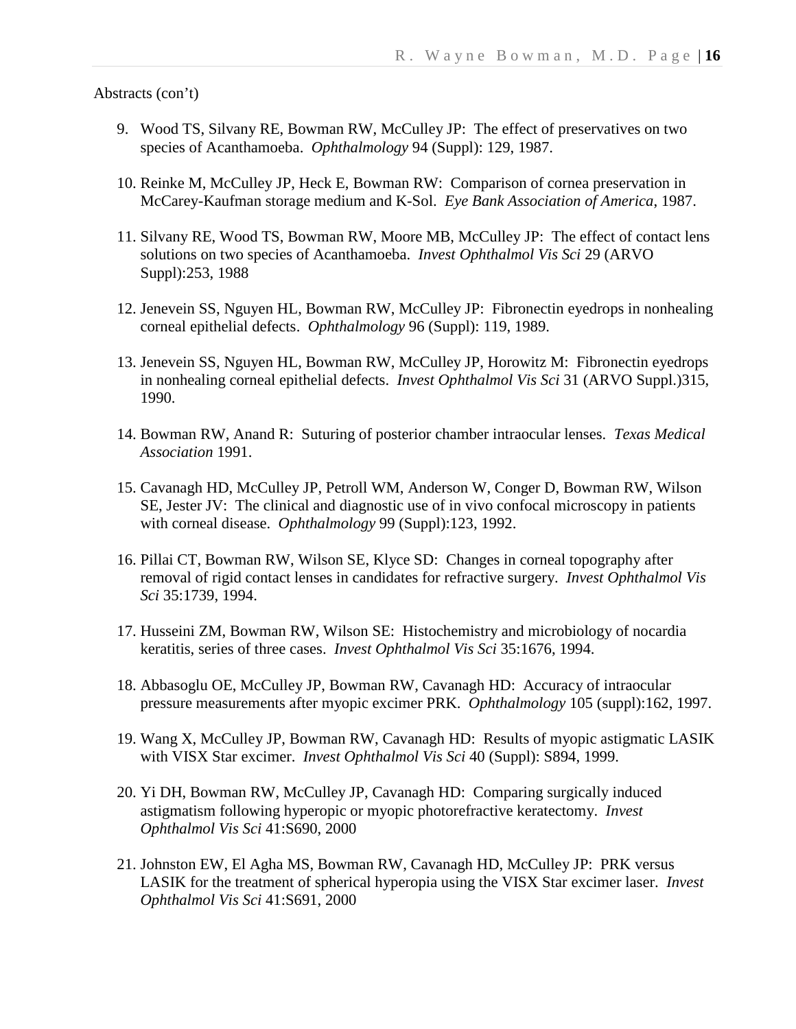Abstracts (con't)

9. Wood TS, Silvany RE, Bowman RW, McCulley JP: The effect of preservatives on two species of Acanthamoeba. *Ophthalmology* 94 (Suppl): 129, 1987.

10. Reinke M, McCulley JP, Heck E, Bowman RW: Comparison of cornea preservation in McCarey-Kaufman storage medium and K-Sol. *Eye Bank Association of America*, 1987.

11. Silvany RE, Wood TS, Bowman RW, Moore MB, McCulley JP: The effect of contact lens solutions on two species of Acanthamoeba. *Invest Ophthalmol Vis Sci* 29 (ARVO Suppl):253, 1988

12. Jenevein SS, Nguyen HL, Bowman RW, McCulley JP: Fibronectin eyedrops in nonhealing corneal epithelial defects. *Ophthalmology* 96 (Suppl): 119, 1989.

13. Jenevein SS, Nguyen HL, Bowman RW, McCulley JP, Horowitz M: Fibronectin eyedrops in nonhealing corneal epithelial defects. *Invest Ophthalmol Vis Sci* 31 (ARVO Suppl.)315, 1990.

14. Bowman RW, Anand R: Suturing of posterior chamber intraocular lenses. *Texas Medical Association* 1991.

15. Cavanagh HD, McCulley JP, Petroll WM, Anderson W, Conger D, Bowman RW, Wilson SE, Jester JV: The clinical and diagnostic use of in vivo confocal microscopy in patients with corneal disease. *Ophthalmology* 99 (Suppl):123, 1992.

16. Pillai CT, Bowman RW, Wilson SE, Klyce SD: Changes in corneal topography after removal of rigid contact lenses in candidates for refractive surgery. *Invest Ophthalmol Vis Sci* 35:1739, 1994.

17. Husseini ZM, Bowman RW, Wilson SE: Histochemistry and microbiology of nocardia keratitis, series of three cases. *Invest Ophthalmol Vis Sci* 35:1676, 1994.

18. Abbasoglu OE, McCulley JP, Bowman RW, Cavanagh HD: Accuracy of intraocular pressure measurements after myopic excimer PRK. *Ophthalmology* 105 (suppl):162, 1997.

19. Wang X, McCulley JP, Bowman RW, Cavanagh HD: Results of myopic astigmatic LASIK with VISX Star excimer. *Invest Ophthalmol Vis Sci* 40 (Suppl): S894, 1999.

20. Yi DH, Bowman RW, McCulley JP, Cavanagh HD: Comparing surgically induced astigmatism following hyperopic or myopic photorefractive keratectomy. *Invest Ophthalmol Vis Sci* 41:S690, 2000

21. Johnston EW, El Agha MS, Bowman RW, Cavanagh HD, McCulley JP: PRK versus LASIK for the treatment of spherical hyperopia using the VISX Star excimer laser. *Invest Ophthalmol Vis Sci* 41:S691, 2000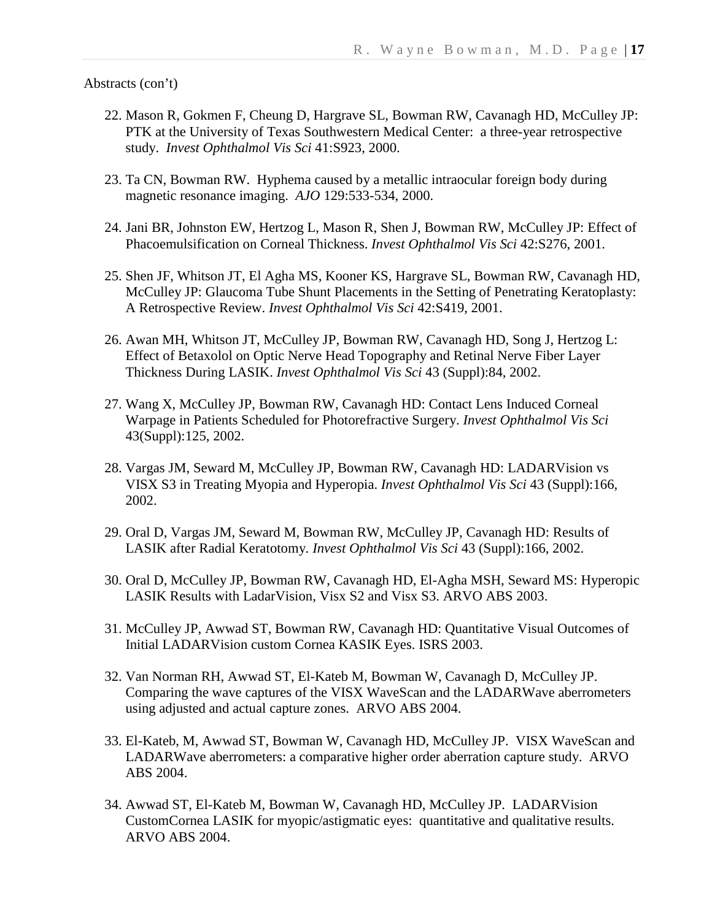Abstracts (con't)

22. Mason R, Gokmen F, Cheung D, Hargrave SL, Bowman RW, Cavanagh HD, McCulley JP: PTK at the University of Texas Southwestern Medical Center: a three-year retrospective study. *Invest Ophthalmol Vis Sci* 41:S923, 2000.

23. Ta CN, Bowman RW. Hyphema caused by a metallic intraocular foreign body during magnetic resonance imaging. *AJO* 129:533-534, 2000.

24. Jani BR, Johnston EW, Hertzog L, Mason R, Shen J, Bowman RW, McCulley JP: Effect of Phacoemulsification on Corneal Thickness. *Invest Ophthalmol Vis Sci* 42:S276, 2001.

25. Shen JF, Whitson JT, El Agha MS, Kooner KS, Hargrave SL, Bowman RW, Cavanagh HD, McCulley JP: Glaucoma Tube Shunt Placements in the Setting of Penetrating Keratoplasty: A Retrospective Review. *Invest Ophthalmol Vis Sci* 42:S419, 2001.

26. Awan MH, Whitson JT, McCulley JP, Bowman RW, Cavanagh HD, Song J, Hertzog L: Effect of Betaxolol on Optic Nerve Head Topography and Retinal Nerve Fiber Layer Thickness During LASIK. *Invest Ophthalmol Vis Sci* 43 (Suppl):84, 2002.

27. Wang X, McCulley JP, Bowman RW, Cavanagh HD: Contact Lens Induced Corneal Warpage in Patients Scheduled for Photorefractive Surgery. *Invest Ophthalmol Vis Sci* 43(Suppl):125, 2002.

28. Vargas JM, Seward M, McCulley JP, Bowman RW, Cavanagh HD: LADARVision vs VISX S3 in Treating Myopia and Hyperopia. *Invest Ophthalmol Vis Sci* 43 (Suppl):166, 2002.

29. Oral D, Vargas JM, Seward M, Bowman RW, McCulley JP, Cavanagh HD: Results of LASIK after Radial Keratotomy. *Invest Ophthalmol Vis Sci* 43 (Suppl):166, 2002.

30. Oral D, McCulley JP, Bowman RW, Cavanagh HD, El-Agha MSH, Seward MS: Hyperopic LASIK Results with LadarVision, Visx S2 and Visx S3. ARVO ABS 2003.

31. McCulley JP, Awwad ST, Bowman RW, Cavanagh HD: Quantitative Visual Outcomes of Initial LADARVision custom Cornea KASIK Eyes. ISRS 2003.

32. Van Norman RH, Awwad ST, El-Kateb M, Bowman W, Cavanagh D, McCulley JP. Comparing the wave captures of the VISX WaveScan and the LADARWave aberrometers using adjusted and actual capture zones. ARVO ABS 2004.

33. El-Kateb, M, Awwad ST, Bowman W, Cavanagh HD, McCulley JP. VISX WaveScan and LADARWave aberrometers: a comparative higher order aberration capture study. ARVO ABS 2004.

34. Awwad ST, El-Kateb M, Bowman W, Cavanagh HD, McCulley JP. LADARVision CustomCornea LASIK for myopic/astigmatic eyes: quantitative and qualitative results. ARVO ABS 2004.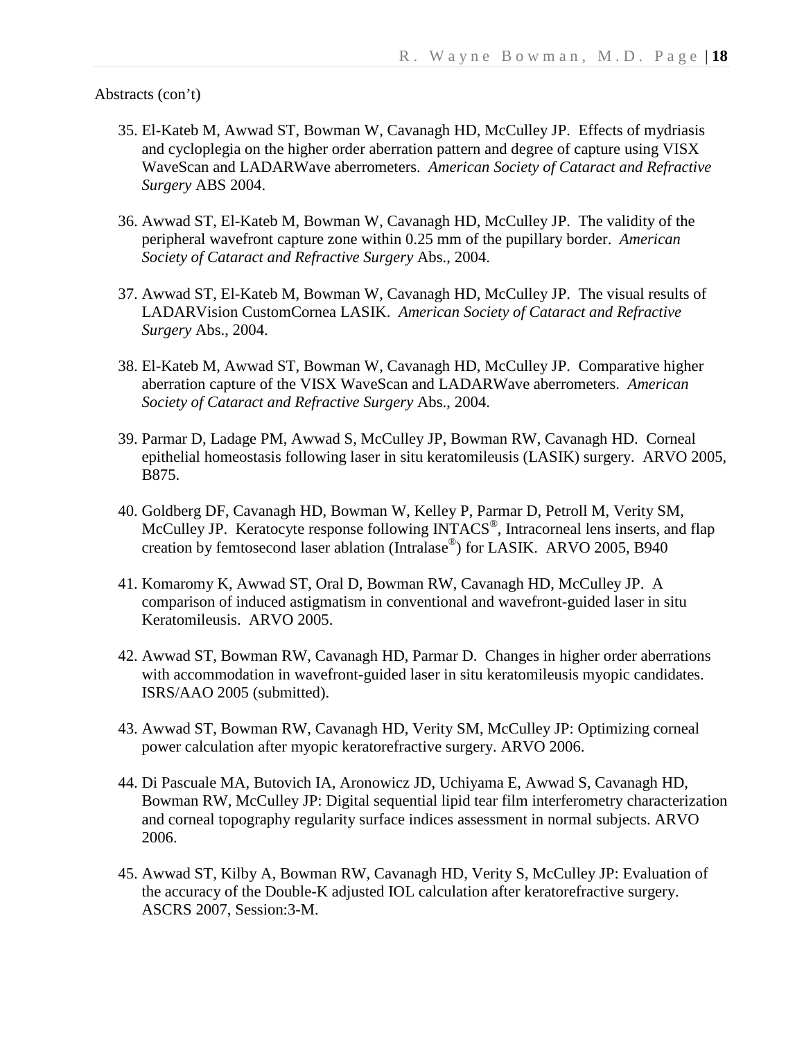Abstracts (con't)

35. El-Kateb M, Awwad ST, Bowman W, Cavanagh HD, McCulley JP. Effects of mydriasis and cycloplegia on the higher order aberration pattern and degree of capture using VISX WaveScan and LADARWave aberrometers. *American Society of Cataract and Refractive Surgery* ABS 2004.

36. Awwad ST, El-Kateb M, Bowman W, Cavanagh HD, McCulley JP. The validity of the peripheral wavefront capture zone within 0.25 mm of the pupillary border. *American Society of Cataract and Refractive Surgery* Abs., 2004.

37. Awwad ST, El-Kateb M, Bowman W, Cavanagh HD, McCulley JP. The visual results of LADARVision CustomCornea LASIK. *American Society of Cataract and Refractive Surgery* Abs., 2004.

38. El-Kateb M, Awwad ST, Bowman W, Cavanagh HD, McCulley JP. Comparative higher aberration capture of the VISX WaveScan and LADARWave aberrometers. *American Society of Cataract and Refractive Surgery* Abs., 2004.

39. Parmar D, Ladage PM, Awwad S, McCulley JP, Bowman RW, Cavanagh HD. Corneal epithelial homeostasis following laser in situ keratomileusis (LASIK) surgery. ARVO 2005, B875.

40. Goldberg DF, Cavanagh HD, Bowman W, Kelley P, Parmar D, Petroll M, Verity SM, McCulley JP. Keratocyte response following INTACS®, Intracorneal lens inserts, and flap creation by femtosecond laser ablation (Intralase®) for LASIK. ARVO 2005, B940

41. Komaromy K, Awwad ST, Oral D, Bowman RW, Cavanagh HD, McCulley JP. A comparison of induced astigmatism in conventional and wavefront-guided laser in situ Keratomileusis. ARVO 2005.

42. Awwad ST, Bowman RW, Cavanagh HD, Parmar D. Changes in higher order aberrations with accommodation in wavefront-guided laser in situ keratomileusis myopic candidates. ISRS/AAO 2005 (submitted).

43. Awwad ST, Bowman RW, Cavanagh HD, Verity SM, McCulley JP: Optimizing corneal power calculation after myopic keratorefractive surgery. ARVO 2006.

44. Di Pascuale MA, Butovich IA, Aronowicz JD, Uchiyama E, Awwad S, Cavanagh HD, Bowman RW, McCulley JP: Digital sequential lipid tear film interferometry characterization and corneal topography regularity surface indices assessment in normal subjects. ARVO 2006.

45. Awwad ST, Kilby A, Bowman RW, Cavanagh HD, Verity S, McCulley JP: Evaluation of the accuracy of the Double-K adjusted IOL calculation after keratorefractive surgery. ASCRS 2007, Session:3-M.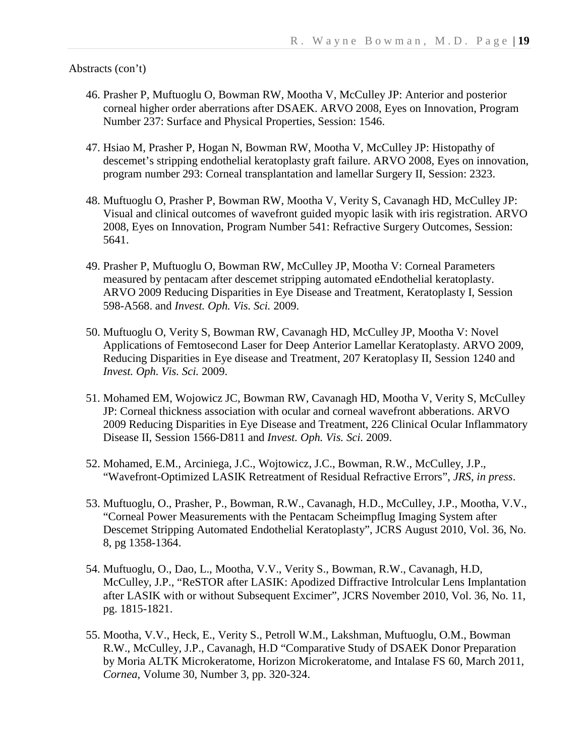Abstracts (con't)

46. Prasher P, Muftuoglu O, Bowman RW, Mootha V, McCulley JP: Anterior and posterior corneal higher order aberrations after DSAEK. ARVO 2008, Eyes on Innovation, Program Number 237: Surface and Physical Properties, Session: 1546.

47. Hsiao M, Prasher P, Hogan N, Bowman RW, Mootha V, McCulley JP: Histopathy of descemet's stripping endothelial keratoplasty graft failure. ARVO 2008, Eyes on innovation, program number 293: Corneal transplantation and lamellar Surgery II, Session: 2323.

48. Muftuoglu O, Prasher P, Bowman RW, Mootha V, Verity S, Cavanagh HD, McCulley JP: Visual and clinical outcomes of wavefront guided myopic lasik with iris registration. ARVO 2008, Eyes on Innovation, Program Number 541: Refractive Surgery Outcomes, Session: 5641.

49. Prasher P, Muftuoglu O, Bowman RW, McCulley JP, Mootha V: Corneal Parameters measured by pentacam after descemet stripping automated eEndothelial keratoplasty. ARVO 2009 Reducing Disparities in Eye Disease and Treatment, Keratoplasty I, Session 598-A568. and *Invest. Oph. Vis. Sci.* 2009.

50. Muftuoglu O, Verity S, Bowman RW, Cavanagh HD, McCulley JP, Mootha V: Novel Applications of Femtosecond Laser for Deep Anterior Lamellar Keratoplasty. ARVO 2009, Reducing Disparities in Eye disease and Treatment, 207 Keratoplasy II, Session 1240 and *Invest. Oph. Vis. Sci.* 2009.

51. Mohamed EM, Wojowicz JC, Bowman RW, Cavanagh HD, Mootha V, Verity S, McCulley JP: Corneal thickness association with ocular and corneal wavefront abberations. ARVO 2009 Reducing Disparities in Eye Disease and Treatment, 226 Clinical Ocular Inflammatory Disease II, Session 1566-D811 and *Invest. Oph. Vis. Sci.* 2009.

52. Mohamed, E.M., Arciniega, J.C., Wojtowicz, J.C., Bowman, R.W., McCulley, J.P., "Wavefront-Optimized LASIK Retreatment of Residual Refractive Errors", *JRS, in press*.

53. Muftuoglu, O., Prasher, P., Bowman, R.W., Cavanagh, H.D., McCulley, J.P., Mootha, V.V., "Corneal Power Measurements with the Pentacam Scheimpflug Imaging System after Descemet Stripping Automated Endothelial Keratoplasty", JCRS August 2010, Vol. 36, No. 8, pg 1358-1364.

54. Muftuoglu, O., Dao, L., Mootha, V.V., Verity S., Bowman, R.W., Cavanagh, H.D, McCulley, J.P., "ReSTOR after LASIK: Apodized Diffractive Introlcular Lens Implantation after LASIK with or without Subsequent Excimer", JCRS November 2010, Vol. 36, No. 11, pg. 1815-1821.

55. Mootha, V.V., Heck, E., Verity S., Petroll W.M., Lakshman, Muftuoglu, O.M., Bowman R.W., McCulley, J.P., Cavanagh, H.D "Comparative Study of DSAEK Donor Preparation by Moria ALTK Microkeratome, Horizon Microkeratome, and Intalase FS 60, March 2011, *Cornea*, Volume 30, Number 3, pp. 320-324.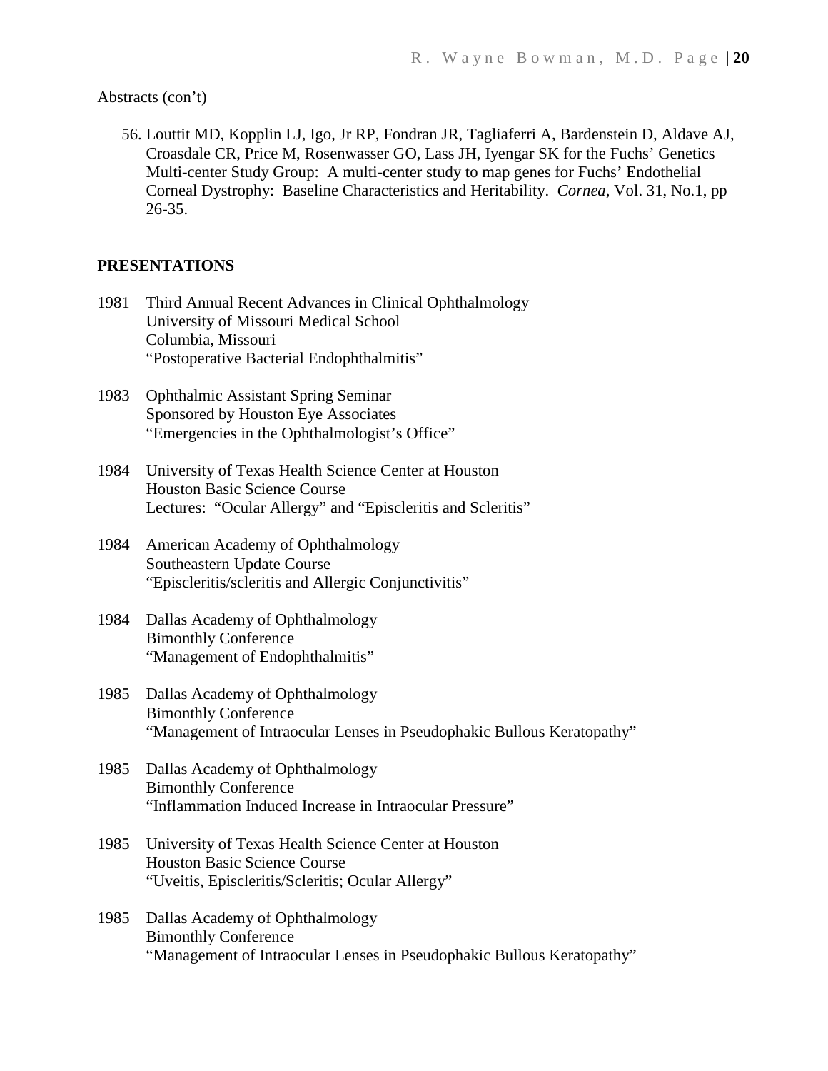Abstracts (con't)

56. Louttit MD, Kopplin LJ, Igo, Jr RP, Fondran JR, Tagliaferri A, Bardenstein D, Aldave AJ, Croasdale CR, Price M, Rosenwasser GO, Lass JH, Iyengar SK for the Fuchs' Genetics Multi-center Study Group: A multi-center study to map genes for Fuchs' Endothelial Corneal Dystrophy: Baseline Characteristics and Heritability. *Cornea*, Vol. 31, No.1, pp 26-35.

## PRESENTATIONS

1981 Third Annual Recent Advances in Clinical Ophthalmology
University of Missouri Medical School
Columbia, Missouri
"Postoperative Bacterial Endophthalmitis"

1983 Ophthalmic Assistant Spring Seminar
Sponsored by Houston Eye Associates
"Emergencies in the Ophthalmologist's Office"

1984 University of Texas Health Science Center at Houston
Houston Basic Science Course
Lectures: "Ocular Allergy" and "Episcleritis and Scleritis"

1984 American Academy of Ophthalmology
Southeastern Update Course
"Episcleritis/scleritis and Allergic Conjunctivitis"

1984 Dallas Academy of Ophthalmology
Bimonthly Conference
"Management of Endophthalmitis"

1985 Dallas Academy of Ophthalmology
Bimonthly Conference
"Management of Intraocular Lenses in Pseudophakic Bullous Keratopathy"

1985 Dallas Academy of Ophthalmology
Bimonthly Conference
"Inflammation Induced Increase in Intraocular Pressure"

1985 University of Texas Health Science Center at Houston
Houston Basic Science Course
"Uveitis, Episcleritis/Scleritis; Ocular Allergy"

1985 Dallas Academy of Ophthalmology
Bimonthly Conference
"Management of Intraocular Lenses in Pseudophakic Bullous Keratopathy"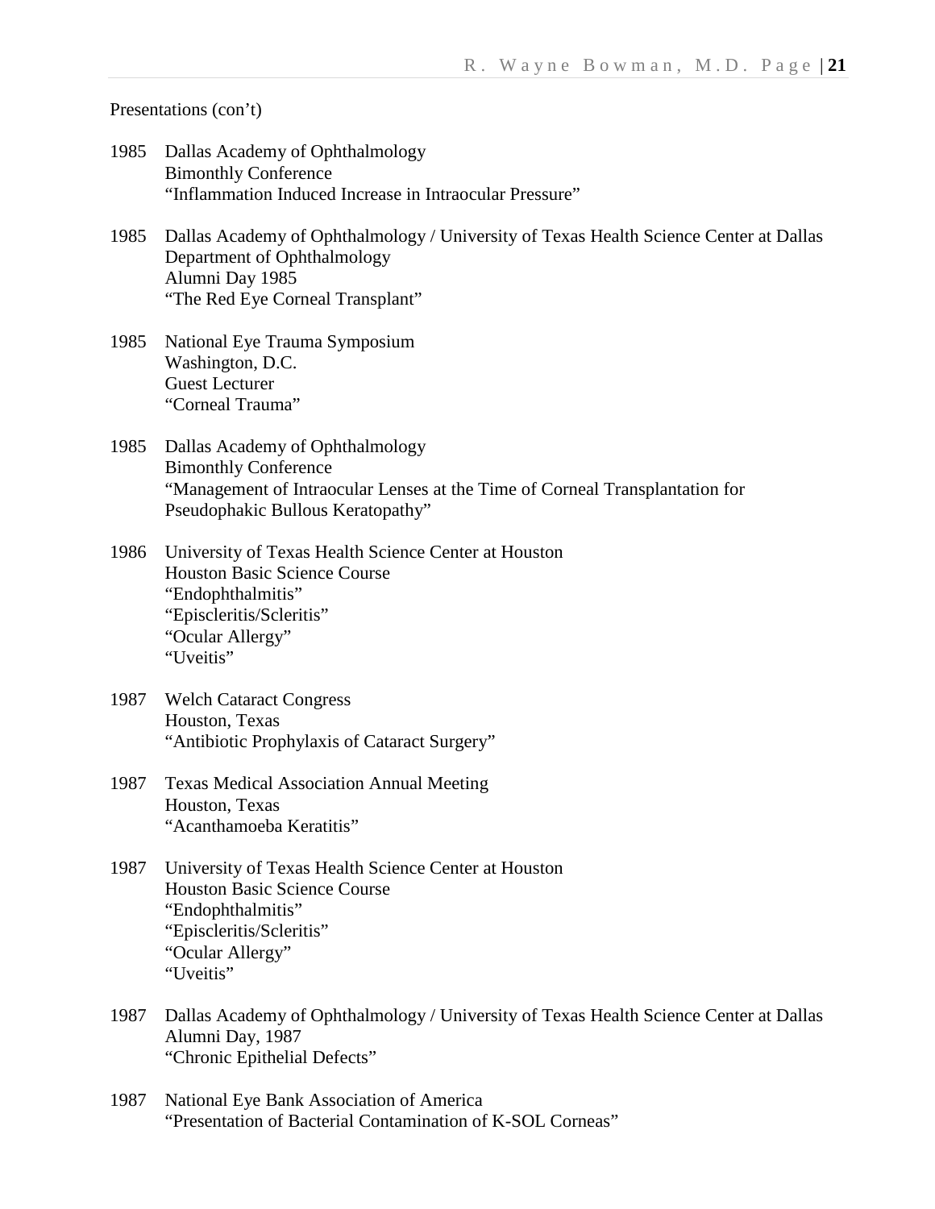Presentations (con't)

1985 Dallas Academy of Ophthalmology
Bimonthly Conference
"Inflammation Induced Increase in Intraocular Pressure"

1985 Dallas Academy of Ophthalmology / University of Texas Health Science Center at Dallas
Department of Ophthalmology
Alumni Day 1985
"The Red Eye Corneal Transplant"

1985 National Eye Trauma Symposium
Washington, D.C.
Guest Lecturer
"Corneal Trauma"

1985 Dallas Academy of Ophthalmology
Bimonthly Conference
"Management of Intraocular Lenses at the Time of Corneal Transplantation for Pseudophakic Bullous Keratopathy"

1986 University of Texas Health Science Center at Houston
Houston Basic Science Course
"Endophthalmitis"
"Episcleritis/Scleritis"
"Ocular Allergy"
"Uveitis"

1987 Welch Cataract Congress
Houston, Texas
"Antibiotic Prophylaxis of Cataract Surgery"

1987 Texas Medical Association Annual Meeting
Houston, Texas
"Acanthamoeba Keratitis"

1987 University of Texas Health Science Center at Houston
Houston Basic Science Course
"Endophthalmitis"
"Episcleritis/Scleritis"
"Ocular Allergy"
"Uveitis"

1987 Dallas Academy of Ophthalmology / University of Texas Health Science Center at Dallas
Alumni Day, 1987
"Chronic Epithelial Defects"

1987 National Eye Bank Association of America
"Presentation of Bacterial Contamination of K-SOL Corneas"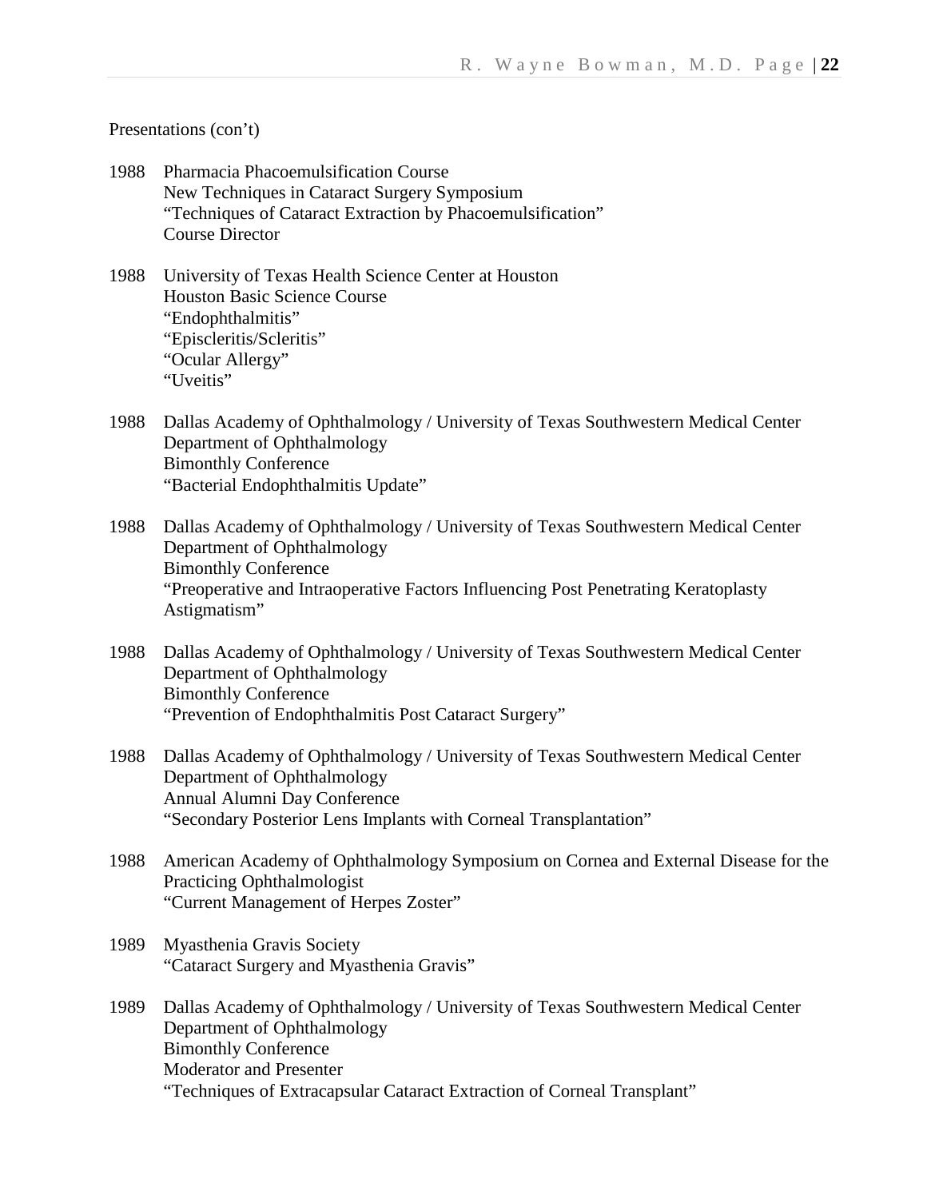Presentations (con't)

1988 Pharmacia Phacoemulsification Course
New Techniques in Cataract Surgery Symposium
"Techniques of Cataract Extraction by Phacoemulsification"
Course Director

1988 University of Texas Health Science Center at Houston
Houston Basic Science Course
"Endophthalmitis"
"Episcleritis/Scleritis"
"Ocular Allergy"
"Uveitis"

1988 Dallas Academy of Ophthalmology / University of Texas Southwestern Medical Center
Department of Ophthalmology
Bimonthly Conference
"Bacterial Endophthalmitis Update"

1988 Dallas Academy of Ophthalmology / University of Texas Southwestern Medical Center
Department of Ophthalmology
Bimonthly Conference
"Preoperative and Intraoperative Factors Influencing Post Penetrating Keratoplasty Astigmatism"

1988 Dallas Academy of Ophthalmology / University of Texas Southwestern Medical Center
Department of Ophthalmology
Bimonthly Conference
"Prevention of Endophthalmitis Post Cataract Surgery"

1988 Dallas Academy of Ophthalmology / University of Texas Southwestern Medical Center
Department of Ophthalmology
Annual Alumni Day Conference
"Secondary Posterior Lens Implants with Corneal Transplantation"

1988 American Academy of Ophthalmology Symposium on Cornea and External Disease for the Practicing Ophthalmologist
"Current Management of Herpes Zoster"

1989 Myasthenia Gravis Society
"Cataract Surgery and Myasthenia Gravis"

1989 Dallas Academy of Ophthalmology / University of Texas Southwestern Medical Center
Department of Ophthalmology
Bimonthly Conference
Moderator and Presenter
"Techniques of Extracapsular Cataract Extraction of Corneal Transplant"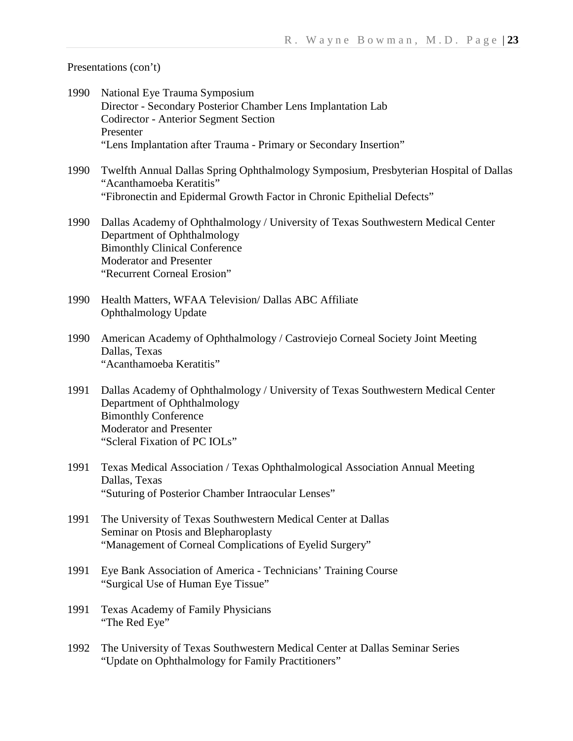Presentations (con't)

1990 National Eye Trauma Symposium
Director - Secondary Posterior Chamber Lens Implantation Lab
Codirector - Anterior Segment Section
Presenter
"Lens Implantation after Trauma - Primary or Secondary Insertion"

1990 Twelfth Annual Dallas Spring Ophthalmology Symposium, Presbyterian Hospital of Dallas
"Acanthamoeba Keratitis"
"Fibronectin and Epidermal Growth Factor in Chronic Epithelial Defects"

1990 Dallas Academy of Ophthalmology / University of Texas Southwestern Medical Center
Department of Ophthalmology
Bimonthly Clinical Conference
Moderator and Presenter
"Recurrent Corneal Erosion"

1990 Health Matters, WFAA Television/ Dallas ABC Affiliate
Ophthalmology Update

1990 American Academy of Ophthalmology / Castroviejo Corneal Society Joint Meeting
Dallas, Texas
"Acanthamoeba Keratitis"

1991 Dallas Academy of Ophthalmology / University of Texas Southwestern Medical Center
Department of Ophthalmology
Bimonthly Conference
Moderator and Presenter
"Scleral Fixation of PC IOLs"

1991 Texas Medical Association / Texas Ophthalmological Association Annual Meeting
Dallas, Texas
"Suturing of Posterior Chamber Intraocular Lenses"

1991 The University of Texas Southwestern Medical Center at Dallas
Seminar on Ptosis and Blepharoplasty
"Management of Corneal Complications of Eyelid Surgery"

1991 Eye Bank Association of America - Technicians' Training Course
"Surgical Use of Human Eye Tissue"

1991 Texas Academy of Family Physicians
"The Red Eye"

1992 The University of Texas Southwestern Medical Center at Dallas Seminar Series
"Update on Ophthalmology for Family Practitioners"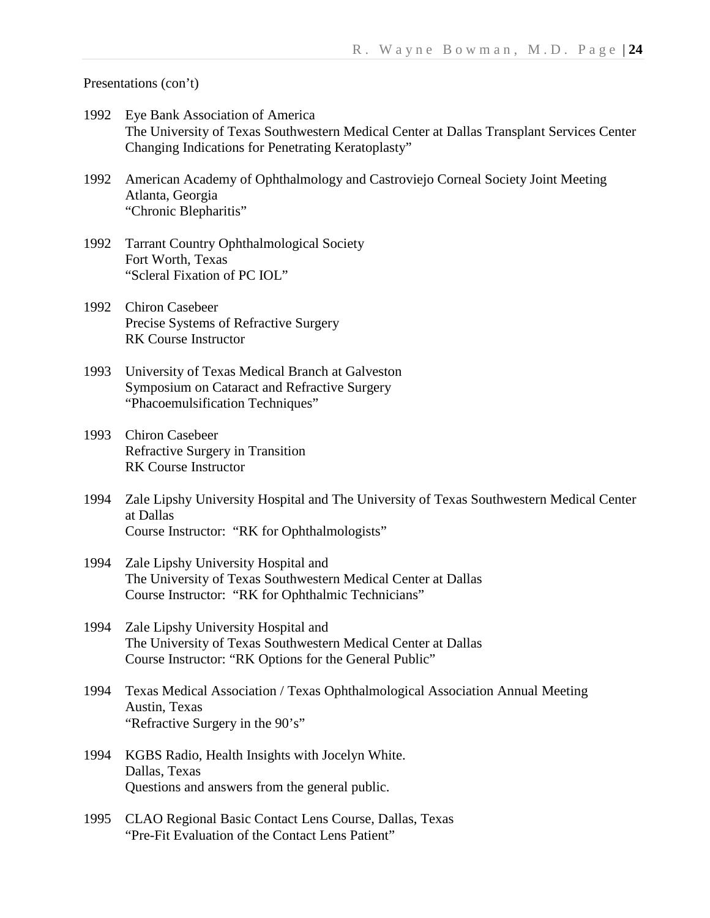Presentations (con't)

1992 Eye Bank Association of America
The University of Texas Southwestern Medical Center at Dallas Transplant Services Center
Changing Indications for Penetrating Keratoplasty"

1992 American Academy of Ophthalmology and Castroviejo Corneal Society Joint Meeting
Atlanta, Georgia
"Chronic Blepharitis"

1992 Tarrant Country Ophthalmological Society
Fort Worth, Texas
"Scleral Fixation of PC IOL"

1992 Chiron Casebeer
Precise Systems of Refractive Surgery
RK Course Instructor

1993 University of Texas Medical Branch at Galveston
Symposium on Cataract and Refractive Surgery
"Phacoemulsification Techniques"

1993 Chiron Casebeer
Refractive Surgery in Transition
RK Course Instructor

1994 Zale Lipshy University Hospital and The University of Texas Southwestern Medical Center at Dallas
Course Instructor: "RK for Ophthalmologists"

1994 Zale Lipshy University Hospital and
The University of Texas Southwestern Medical Center at Dallas
Course Instructor: "RK for Ophthalmic Technicians"

1994 Zale Lipshy University Hospital and
The University of Texas Southwestern Medical Center at Dallas
Course Instructor: "RK Options for the General Public"

1994 Texas Medical Association / Texas Ophthalmological Association Annual Meeting
Austin, Texas
"Refractive Surgery in the 90's"

1994 KGBS Radio, Health Insights with Jocelyn White.
Dallas, Texas
Questions and answers from the general public.

1995 CLAO Regional Basic Contact Lens Course, Dallas, Texas
"Pre-Fit Evaluation of the Contact Lens Patient"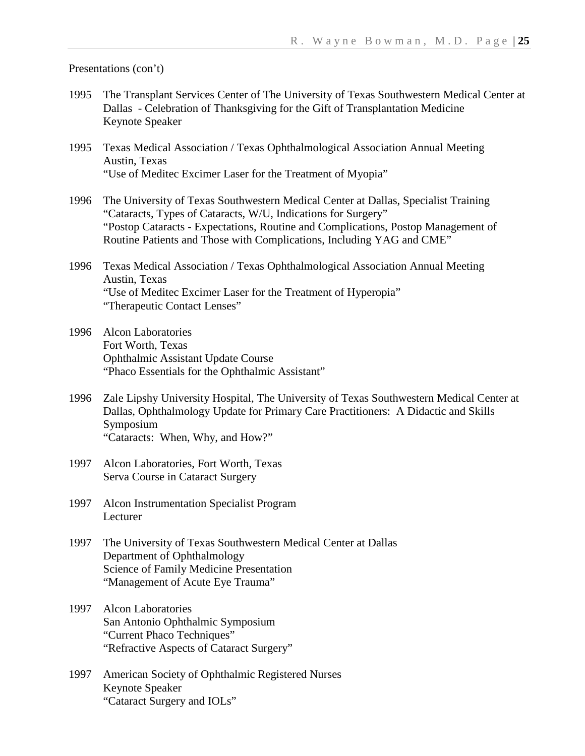Presentations (con't)

1995 The Transplant Services Center of The University of Texas Southwestern Medical Center at Dallas - Celebration of Thanksgiving for the Gift of Transplantation Medicine
Keynote Speaker

1995 Texas Medical Association / Texas Ophthalmological Association Annual Meeting
Austin, Texas
"Use of Meditec Excimer Laser for the Treatment of Myopia"

1996 The University of Texas Southwestern Medical Center at Dallas, Specialist Training
"Cataracts, Types of Cataracts, W/U, Indications for Surgery"
"Postop Cataracts - Expectations, Routine and Complications, Postop Management of Routine Patients and Those with Complications, Including YAG and CME"

1996 Texas Medical Association / Texas Ophthalmological Association Annual Meeting
Austin, Texas
"Use of Meditec Excimer Laser for the Treatment of Hyperopia"
"Therapeutic Contact Lenses"

1996 Alcon Laboratories
Fort Worth, Texas
Ophthalmic Assistant Update Course
"Phaco Essentials for the Ophthalmic Assistant"

1996 Zale Lipshy University Hospital, The University of Texas Southwestern Medical Center at Dallas, Ophthalmology Update for Primary Care Practitioners: A Didactic and Skills Symposium
"Cataracts: When, Why, and How?"

1997 Alcon Laboratories, Fort Worth, Texas
Serva Course in Cataract Surgery

1997 Alcon Instrumentation Specialist Program
Lecturer

1997 The University of Texas Southwestern Medical Center at Dallas
Department of Ophthalmology
Science of Family Medicine Presentation
"Management of Acute Eye Trauma"

1997 Alcon Laboratories
San Antonio Ophthalmic Symposium
"Current Phaco Techniques"
"Refractive Aspects of Cataract Surgery"

1997 American Society of Ophthalmic Registered Nurses
Keynote Speaker
"Cataract Surgery and IOLs"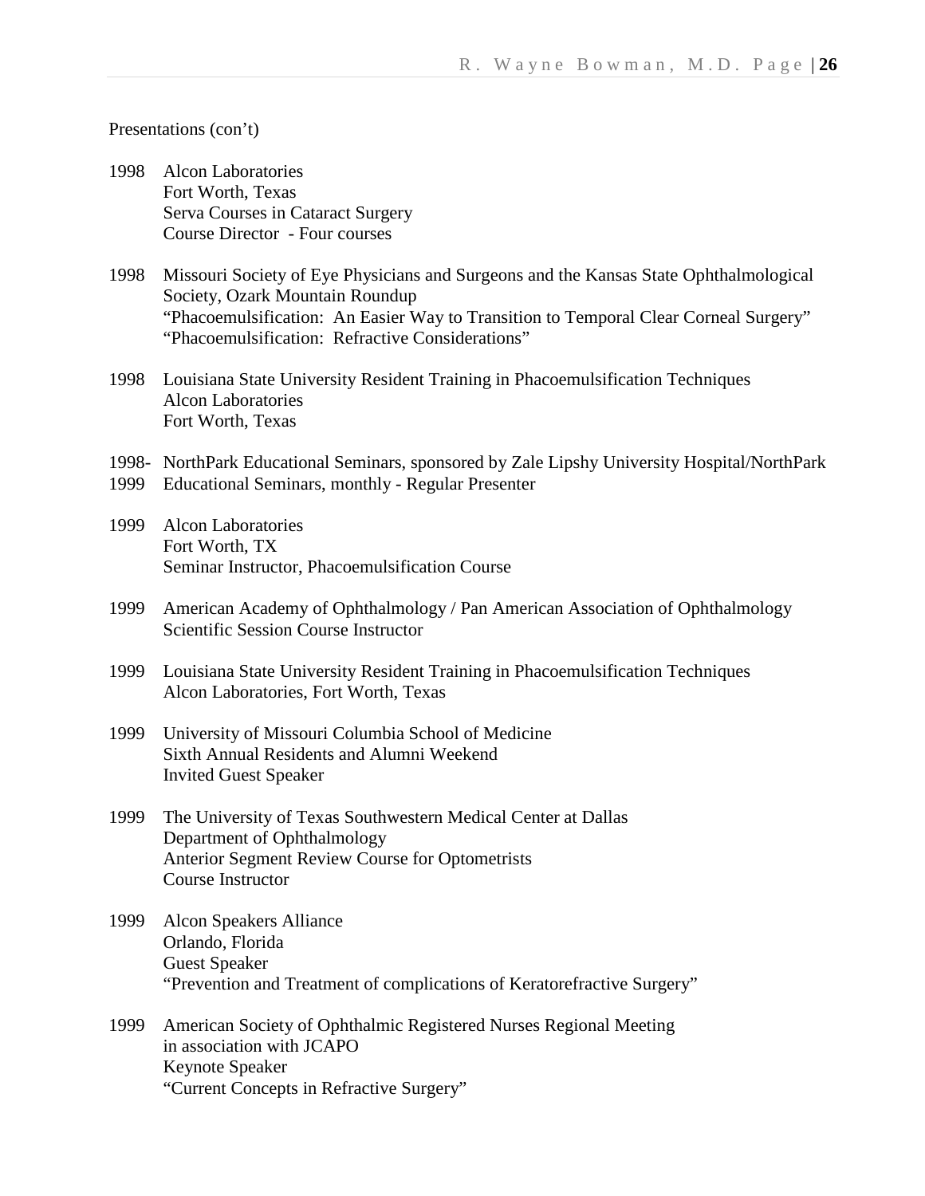Presentations (con't)

1998 Alcon Laboratories
Fort Worth, Texas
Serva Courses in Cataract Surgery
Course Director - Four courses

1998 Missouri Society of Eye Physicians and Surgeons and the Kansas State Ophthalmological Society, Ozark Mountain Roundup
"Phacoemulsification: An Easier Way to Transition to Temporal Clear Corneal Surgery"
"Phacoemulsification: Refractive Considerations"

1998 Louisiana State University Resident Training in Phacoemulsification Techniques
Alcon Laboratories
Fort Worth, Texas

1998- NorthPark Educational Seminars, sponsored by Zale Lipshy University Hospital/NorthPark
1999 Educational Seminars, monthly - Regular Presenter

1999 Alcon Laboratories
Fort Worth, TX
Seminar Instructor, Phacoemulsification Course

1999 American Academy of Ophthalmology / Pan American Association of Ophthalmology
Scientific Session Course Instructor

1999 Louisiana State University Resident Training in Phacoemulsification Techniques
Alcon Laboratories, Fort Worth, Texas

1999 University of Missouri Columbia School of Medicine
Sixth Annual Residents and Alumni Weekend
Invited Guest Speaker

1999 The University of Texas Southwestern Medical Center at Dallas
Department of Ophthalmology
Anterior Segment Review Course for Optometrists
Course Instructor

1999 Alcon Speakers Alliance
Orlando, Florida
Guest Speaker
"Prevention and Treatment of complications of Keratorefractive Surgery"

1999 American Society of Ophthalmic Registered Nurses Regional Meeting
in association with JCAPO
Keynote Speaker
"Current Concepts in Refractive Surgery"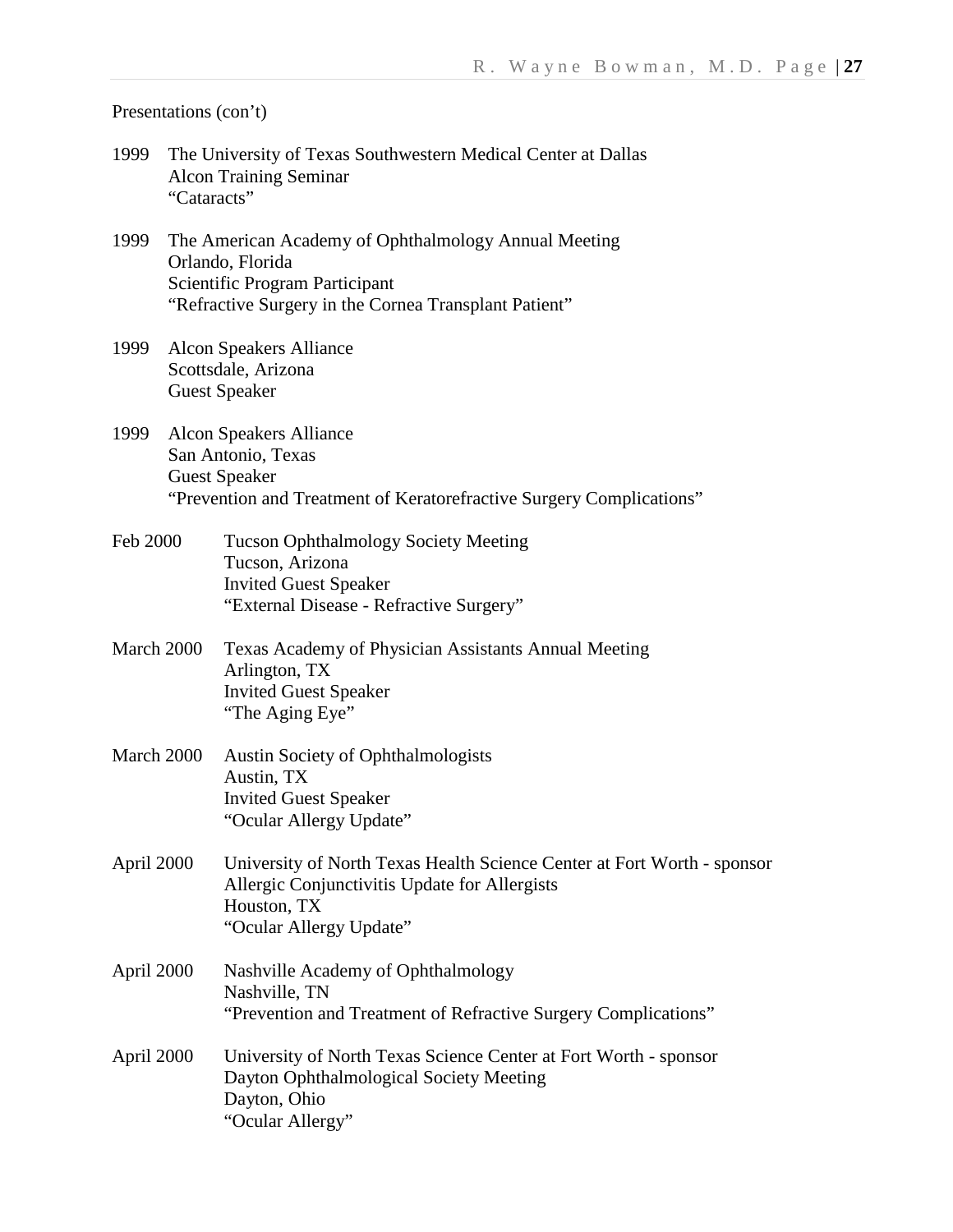Presentations (con't)

1999 The University of Texas Southwestern Medical Center at Dallas
Alcon Training Seminar
"Cataracts"

1999 The American Academy of Ophthalmology Annual Meeting
Orlando, Florida
Scientific Program Participant
"Refractive Surgery in the Cornea Transplant Patient"

1999 Alcon Speakers Alliance
Scottsdale, Arizona
Guest Speaker

1999 Alcon Speakers Alliance
San Antonio, Texas
Guest Speaker
"Prevention and Treatment of Keratorefractive Surgery Complications"

Feb 2000 Tucson Ophthalmology Society Meeting
Tucson, Arizona
Invited Guest Speaker
"External Disease - Refractive Surgery"

March 2000 Texas Academy of Physician Assistants Annual Meeting
Arlington, TX
Invited Guest Speaker
"The Aging Eye"

March 2000 Austin Society of Ophthalmologists
Austin, TX
Invited Guest Speaker
"Ocular Allergy Update"

April 2000 University of North Texas Health Science Center at Fort Worth - sponsor
Allergic Conjunctivitis Update for Allergists
Houston, TX
"Ocular Allergy Update"

April 2000 Nashville Academy of Ophthalmology
Nashville, TN
"Prevention and Treatment of Refractive Surgery Complications"

April 2000 University of North Texas Science Center at Fort Worth - sponsor
Dayton Ophthalmological Society Meeting
Dayton, Ohio
"Ocular Allergy"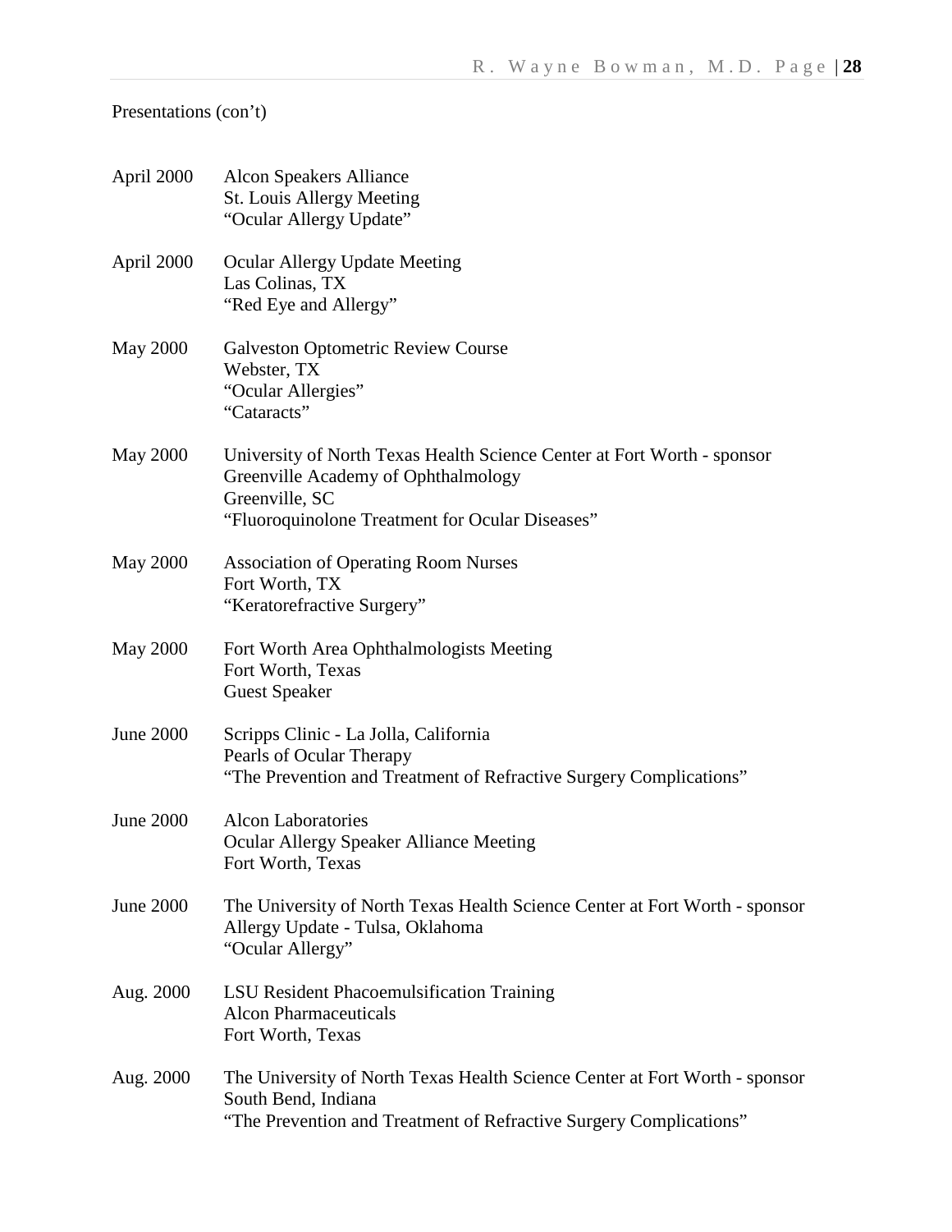Presentations (con't)

April 2000 Alcon Speakers Alliance
St. Louis Allergy Meeting
"Ocular Allergy Update"

April 2000 Ocular Allergy Update Meeting
Las Colinas, TX
"Red Eye and Allergy"

May 2000 Galveston Optometric Review Course
Webster, TX
"Ocular Allergies"
"Cataracts"

May 2000 University of North Texas Health Science Center at Fort Worth - sponsor
Greenville Academy of Ophthalmology
Greenville, SC
"Fluoroquinolone Treatment for Ocular Diseases"

May 2000 Association of Operating Room Nurses
Fort Worth, TX
"Keratorefractive Surgery"

May 2000 Fort Worth Area Ophthalmologists Meeting
Fort Worth, Texas
Guest Speaker

June 2000 Scripps Clinic - La Jolla, California
Pearls of Ocular Therapy
"The Prevention and Treatment of Refractive Surgery Complications"

June 2000 Alcon Laboratories
Ocular Allergy Speaker Alliance Meeting
Fort Worth, Texas

June 2000 The University of North Texas Health Science Center at Fort Worth - sponsor
Allergy Update - Tulsa, Oklahoma
"Ocular Allergy"

Aug. 2000 LSU Resident Phacoemulsification Training
Alcon Pharmaceuticals
Fort Worth, Texas

Aug. 2000 The University of North Texas Health Science Center at Fort Worth - sponsor
South Bend, Indiana
"The Prevention and Treatment of Refractive Surgery Complications"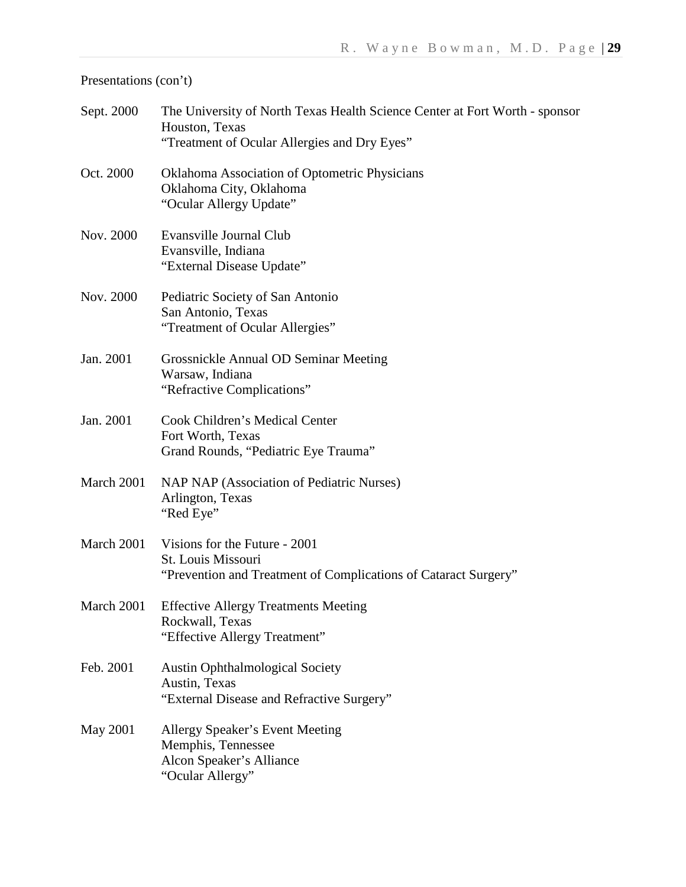Presentations (con't)

Sept. 2000 The University of North Texas Health Science Center at Fort Worth - sponsor
Houston, Texas
"Treatment of Ocular Allergies and Dry Eyes"

Oct. 2000 Oklahoma Association of Optometric Physicians
Oklahoma City, Oklahoma
"Ocular Allergy Update"

Nov. 2000 Evansville Journal Club
Evansville, Indiana
"External Disease Update"

Nov. 2000 Pediatric Society of San Antonio
San Antonio, Texas
"Treatment of Ocular Allergies"

Jan. 2001 Grossnickle Annual OD Seminar Meeting
Warsaw, Indiana
"Refractive Complications"

Jan. 2001 Cook Children's Medical Center
Fort Worth, Texas
Grand Rounds, "Pediatric Eye Trauma"

March 2001 NAP NAP (Association of Pediatric Nurses)
Arlington, Texas
"Red Eye"

March 2001 Visions for the Future - 2001
St. Louis Missouri
"Prevention and Treatment of Complications of Cataract Surgery"

March 2001 Effective Allergy Treatments Meeting
Rockwall, Texas
"Effective Allergy Treatment"

Feb. 2001 Austin Ophthalmological Society
Austin, Texas
"External Disease and Refractive Surgery"

May 2001 Allergy Speaker's Event Meeting
Memphis, Tennessee
Alcon Speaker's Alliance
"Ocular Allergy"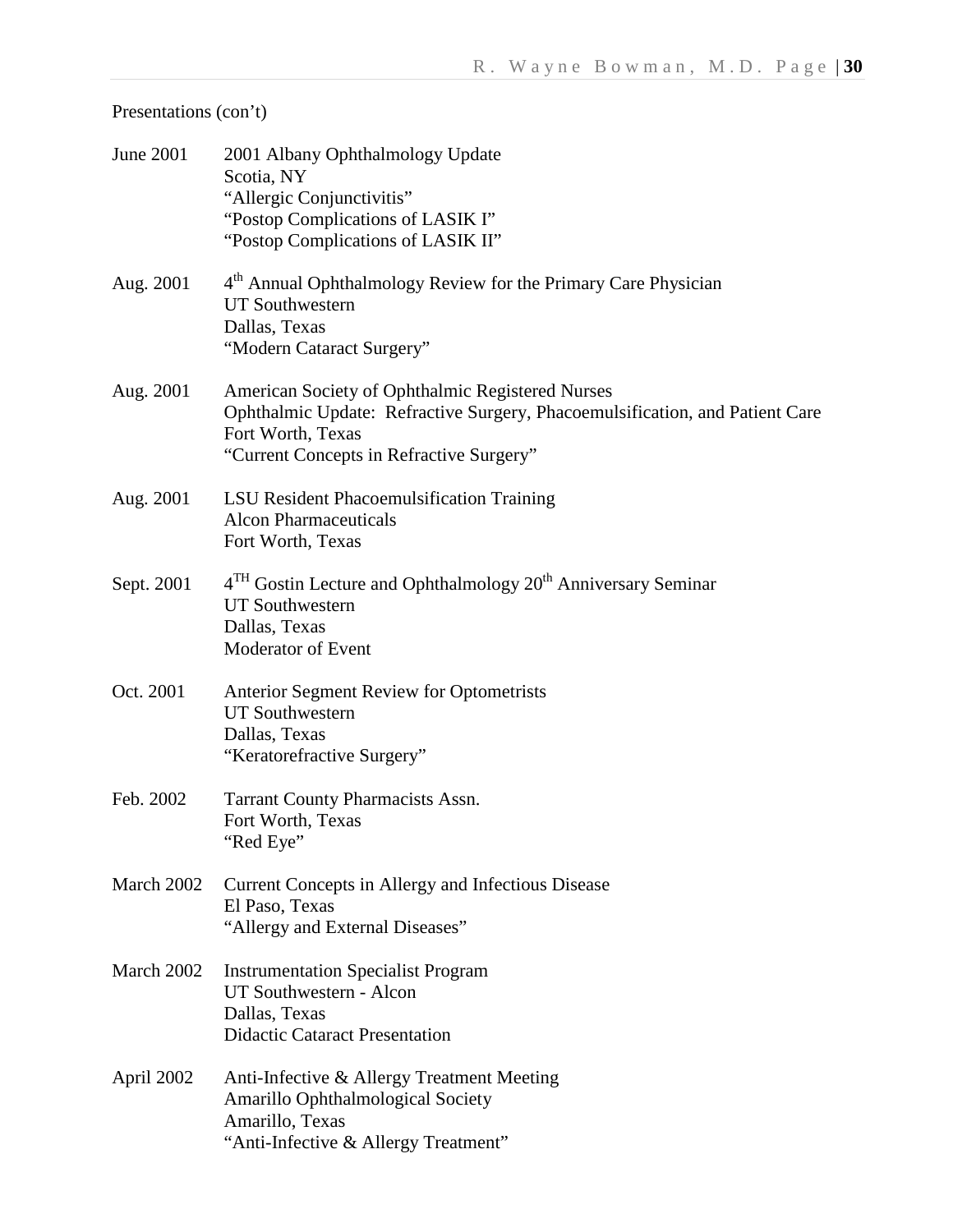Presentations (con't)

June 2001
2001 Albany Ophthalmology Update
Scotia, NY
"Allergic Conjunctivitis"
"Postop Complications of LASIK I"
"Postop Complications of LASIK II"

Aug. 2001
4th Annual Ophthalmology Review for the Primary Care Physician
UT Southwestern
Dallas, Texas
"Modern Cataract Surgery"

Aug. 2001
American Society of Ophthalmic Registered Nurses
Ophthalmic Update: Refractive Surgery, Phacoemulsification, and Patient Care
Fort Worth, Texas
"Current Concepts in Refractive Surgery"

Aug. 2001
LSU Resident Phacoemulsification Training
Alcon Pharmaceuticals
Fort Worth, Texas

Sept. 2001
4TH Gostin Lecture and Ophthalmology 20th Anniversary Seminar
UT Southwestern
Dallas, Texas
Moderator of Event

Oct. 2001
Anterior Segment Review for Optometrists
UT Southwestern
Dallas, Texas
"Keratorefractive Surgery"

Feb. 2002
Tarrant County Pharmacists Assn.
Fort Worth, Texas
"Red Eye"

March 2002
Current Concepts in Allergy and Infectious Disease
El Paso, Texas
"Allergy and External Diseases"

March 2002
Instrumentation Specialist Program
UT Southwestern - Alcon
Dallas, Texas
Didactic Cataract Presentation

April 2002
Anti-Infective & Allergy Treatment Meeting
Amarillo Ophthalmological Society
Amarillo, Texas
"Anti-Infective & Allergy Treatment"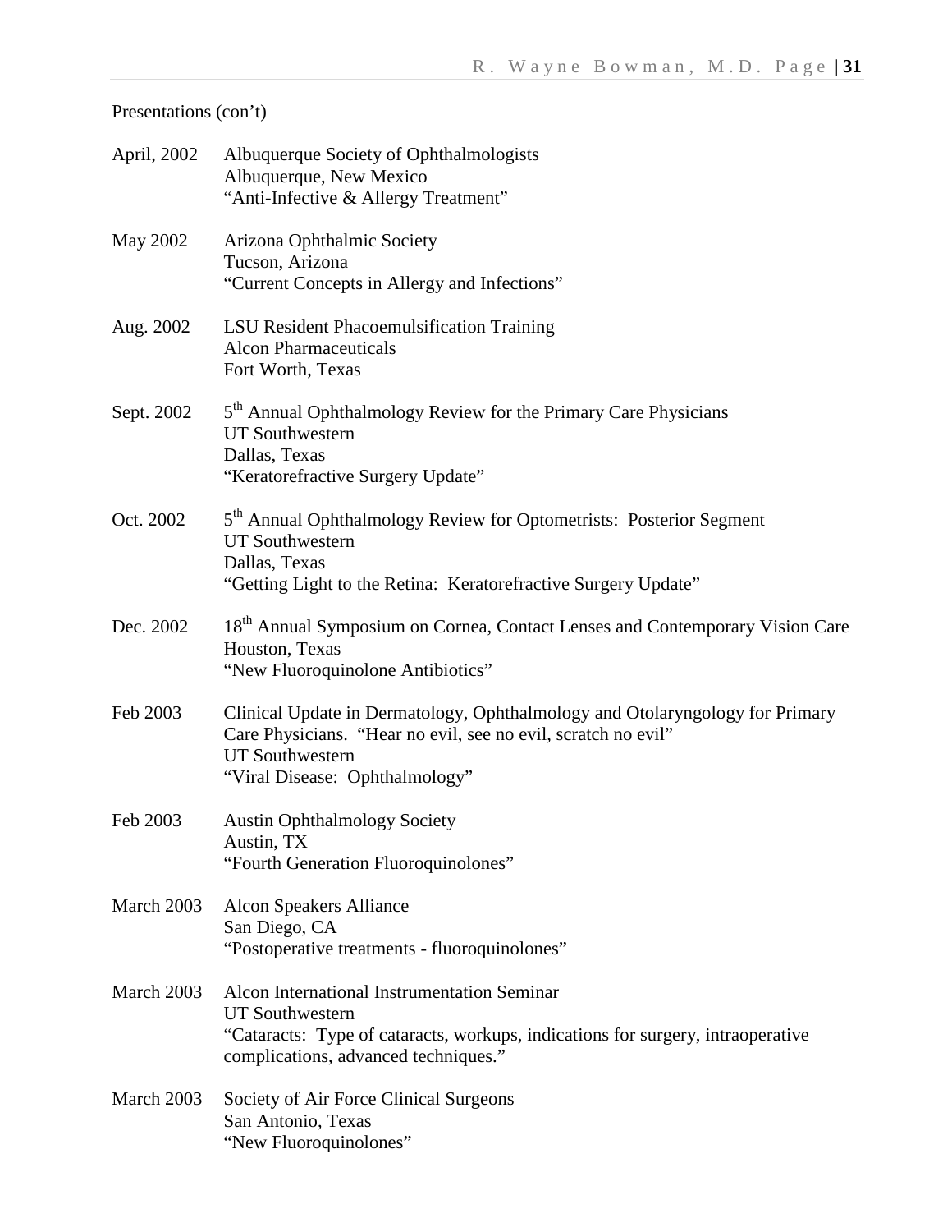Presentations (con't)

| | |
|---|---|
| April, 2002 | Albuquerque Society of Ophthalmologists<br>Albuquerque, New Mexico<br>"Anti-Infective & Allergy Treatment" |
| May 2002 | Arizona Ophthalmic Society<br>Tucson, Arizona<br>"Current Concepts in Allergy and Infections" |
| Aug. 2002 | LSU Resident Phacoemulsification Training<br>Alcon Pharmaceuticals<br>Fort Worth, Texas |
| Sept. 2002 | 5th Annual Ophthalmology Review for the Primary Care Physicians<br>UT Southwestern<br>Dallas, Texas<br>"Keratorefractive Surgery Update" |
| Oct. 2002 | 5th Annual Ophthalmology Review for Optometrists: Posterior Segment<br>UT Southwestern<br>Dallas, Texas<br>"Getting Light to the Retina: Keratorefractive Surgery Update" |
| Dec. 2002 | 18th Annual Symposium on Cornea, Contact Lenses and Contemporary Vision Care<br>Houston, Texas<br>"New Fluoroquinolone Antibiotics" |
| Feb 2003 | Clinical Update in Dermatology, Ophthalmology and Otolaryngology for Primary Care Physicians. "Hear no evil, see no evil, scratch no evil"<br>UT Southwestern<br>"Viral Disease: Ophthalmology" |
| Feb 2003 | Austin Ophthalmology Society<br>Austin, TX<br>"Fourth Generation Fluoroquinolones" |
| March 2003 | Alcon Speakers Alliance<br>San Diego, CA<br>"Postoperative treatments - fluoroquinolones" |
| March 2003 | Alcon International Instrumentation Seminar<br>UT Southwestern<br>"Cataracts: Type of cataracts, workups, indications for surgery, intraoperative complications, advanced techniques." |
| March 2003 | Society of Air Force Clinical Surgeons<br>San Antonio, Texas<br>"New Fluoroquinolones" |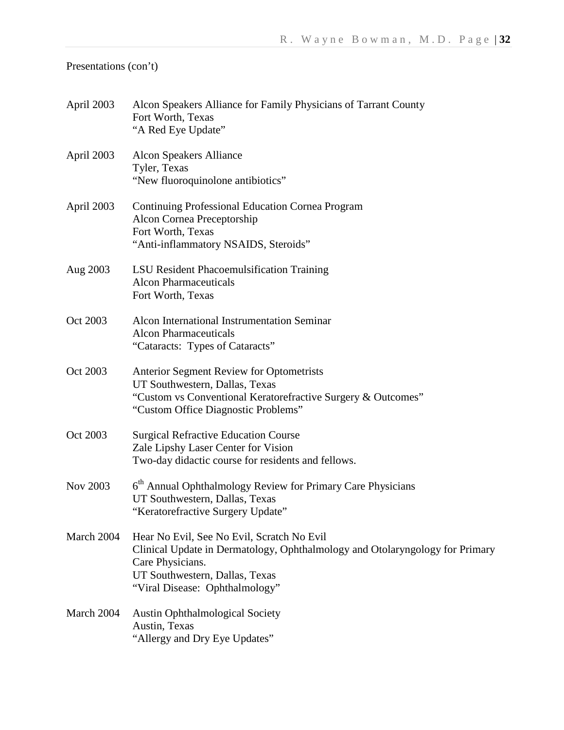Presentations (con't)

| | |
|---|---|
| April 2003 | Alcon Speakers Alliance for Family Physicians of Tarrant County<br>Fort Worth, Texas<br>"A Red Eye Update" |
| April 2003 | Alcon Speakers Alliance<br>Tyler, Texas<br>"New fluoroquinolone antibiotics" |
| April 2003 | Continuing Professional Education Cornea Program<br>Alcon Cornea Preceptorship<br>Fort Worth, Texas<br>"Anti-inflammatory NSAIDS, Steroids" |
| Aug 2003 | LSU Resident Phacoemulsification Training<br>Alcon Pharmaceuticals<br>Fort Worth, Texas |
| Oct 2003 | Alcon International Instrumentation Seminar<br>Alcon Pharmaceuticals<br>"Cataracts: Types of Cataracts" |
| Oct 2003 | Anterior Segment Review for Optometrists<br>UT Southwestern, Dallas, Texas<br>"Custom vs Conventional Keratorefractive Surgery & Outcomes"<br>"Custom Office Diagnostic Problems" |
| Oct 2003 | Surgical Refractive Education Course<br>Zale Lipshy Laser Center for Vision<br>Two-day didactic course for residents and fellows. |
| Nov 2003 | 6th Annual Ophthalmology Review for Primary Care Physicians<br>UT Southwestern, Dallas, Texas<br>"Keratorefractive Surgery Update" |
| March 2004 | Hear No Evil, See No Evil, Scratch No Evil<br>Clinical Update in Dermatology, Ophthalmology and Otolaryngology for Primary Care Physicians.<br>UT Southwestern, Dallas, Texas<br>"Viral Disease: Ophthalmology" |
| March 2004 | Austin Ophthalmological Society<br>Austin, Texas<br>"Allergy and Dry Eye Updates" |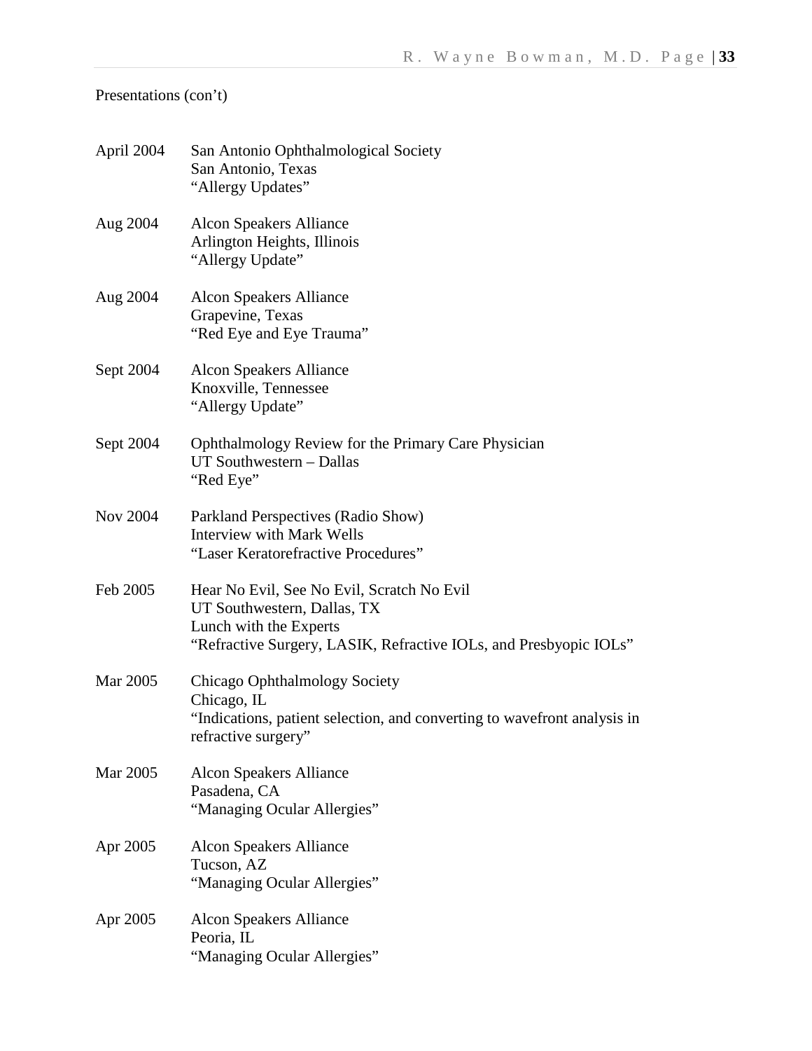Presentations (con't)

| | |
|---|---|
| April 2004 | San Antonio Ophthalmological Society<br>San Antonio, Texas<br>"Allergy Updates" |
| Aug 2004 | Alcon Speakers Alliance<br>Arlington Heights, Illinois<br>"Allergy Update" |
| Aug 2004 | Alcon Speakers Alliance<br>Grapevine, Texas<br>"Red Eye and Eye Trauma" |
| Sept 2004 | Alcon Speakers Alliance<br>Knoxville, Tennessee<br>"Allergy Update" |
| Sept 2004 | Ophthalmology Review for the Primary Care Physician<br>UT Southwestern – Dallas<br>"Red Eye" |
| Nov 2004 | Parkland Perspectives (Radio Show)<br>Interview with Mark Wells<br>"Laser Keratorefractive Procedures" |
| Feb 2005 | Hear No Evil, See No Evil, Scratch No Evil<br>UT Southwestern, Dallas, TX<br>Lunch with the Experts<br>"Refractive Surgery, LASIK, Refractive IOLs, and Presbyopic IOLs" |
| Mar 2005 | Chicago Ophthalmology Society<br>Chicago, IL<br>"Indications, patient selection, and converting to wavefront analysis in refractive surgery" |
| Mar 2005 | Alcon Speakers Alliance<br>Pasadena, CA<br>"Managing Ocular Allergies" |
| Apr 2005 | Alcon Speakers Alliance<br>Tucson, AZ<br>"Managing Ocular Allergies" |
| Apr 2005 | Alcon Speakers Alliance<br>Peoria, IL<br>"Managing Ocular Allergies" |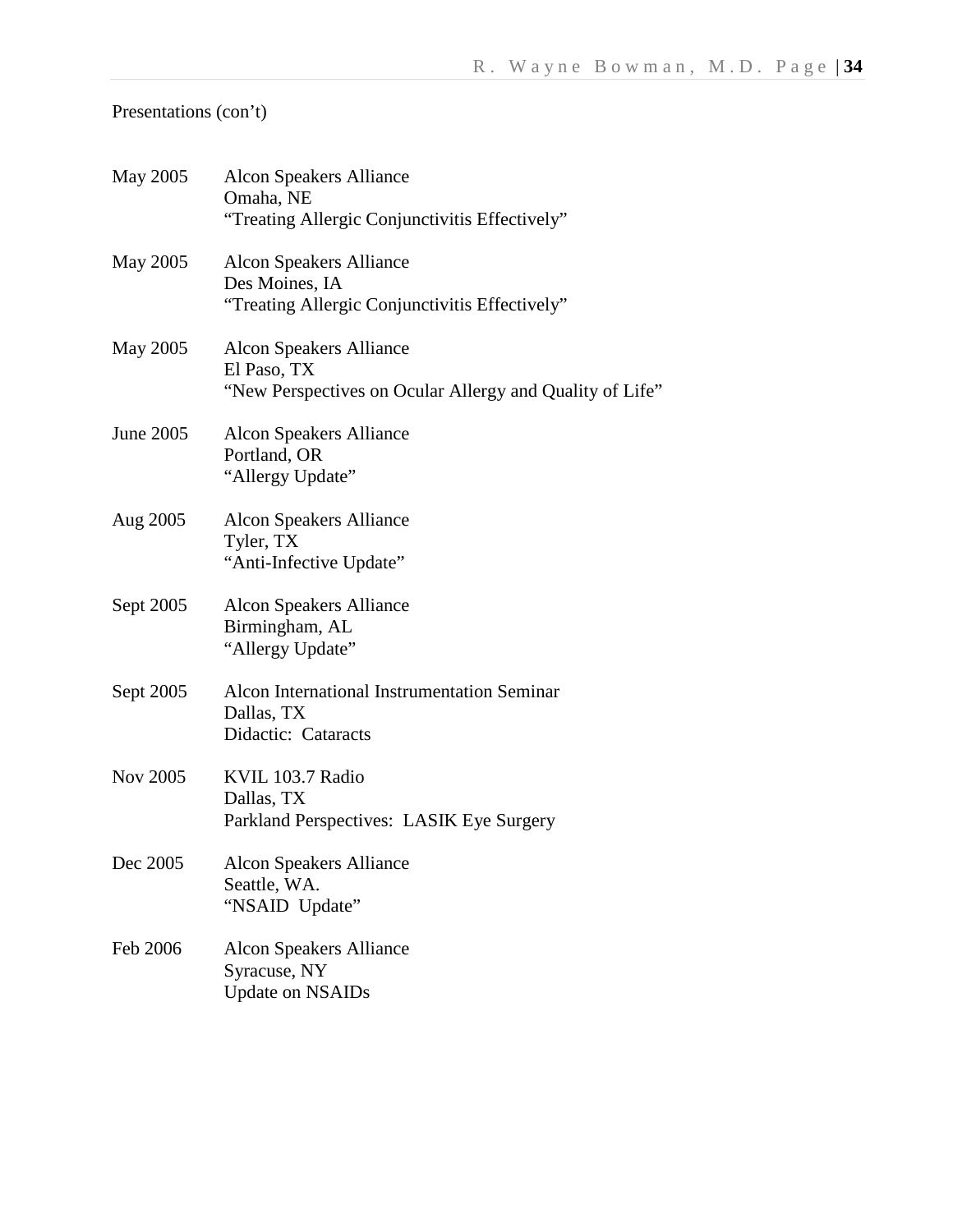Presentations (con't)

May 2005 Alcon Speakers Alliance
Omaha, NE
"Treating Allergic Conjunctivitis Effectively"

May 2005 Alcon Speakers Alliance
Des Moines, IA
"Treating Allergic Conjunctivitis Effectively"

May 2005 Alcon Speakers Alliance
El Paso, TX
"New Perspectives on Ocular Allergy and Quality of Life"

June 2005 Alcon Speakers Alliance
Portland, OR
"Allergy Update"

Aug 2005 Alcon Speakers Alliance
Tyler, TX
"Anti-Infective Update"

Sept 2005 Alcon Speakers Alliance
Birmingham, AL
"Allergy Update"

Sept 2005 Alcon International Instrumentation Seminar
Dallas, TX
Didactic: Cataracts

Nov 2005 KVIL 103.7 Radio
Dallas, TX
Parkland Perspectives: LASIK Eye Surgery

Dec 2005 Alcon Speakers Alliance
Seattle, WA.
"NSAID Update"

Feb 2006 Alcon Speakers Alliance
Syracuse, NY
Update on NSAIDs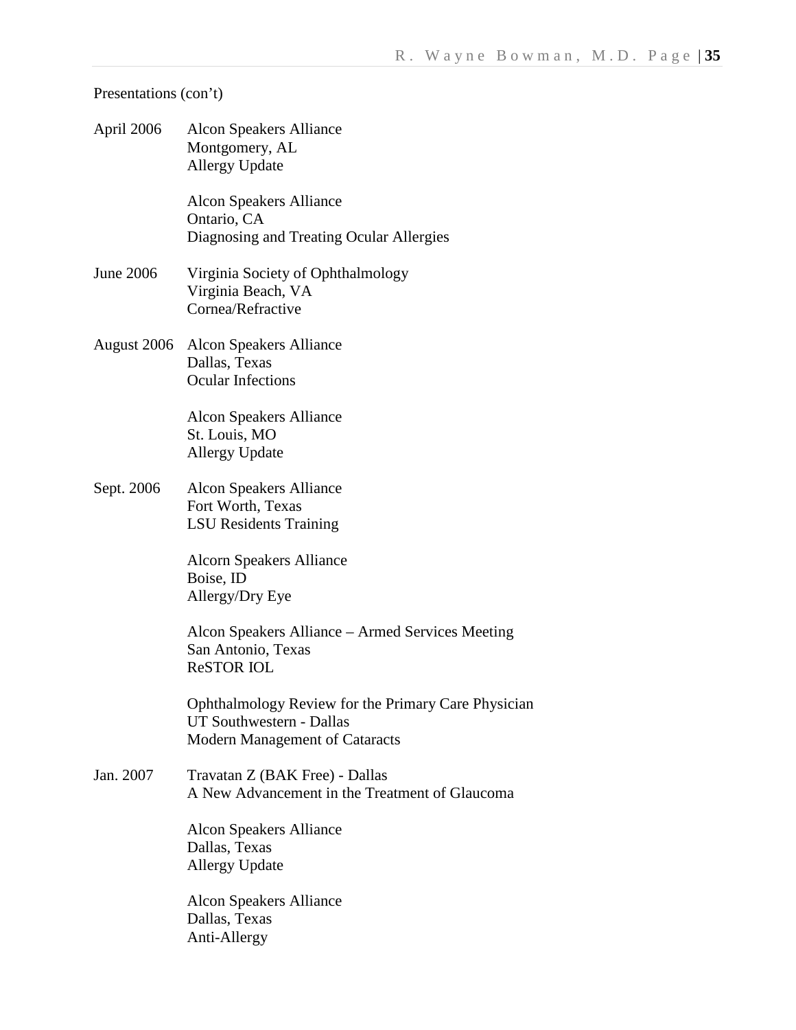Presentations (con't)

April 2006 Alcon Speakers Alliance
Montgomery, AL
Allergy Update

Alcon Speakers Alliance
Ontario, CA
Diagnosing and Treating Ocular Allergies

June 2006 Virginia Society of Ophthalmology
Virginia Beach, VA
Cornea/Refractive

August 2006 Alcon Speakers Alliance
Dallas, Texas
Ocular Infections

Alcon Speakers Alliance
St. Louis, MO
Allergy Update

Sept. 2006 Alcon Speakers Alliance
Fort Worth, Texas
LSU Residents Training

Alcorn Speakers Alliance
Boise, ID
Allergy/Dry Eye

Alcon Speakers Alliance – Armed Services Meeting
San Antonio, Texas
ReSTOR IOL

Ophthalmology Review for the Primary Care Physician
UT Southwestern - Dallas
Modern Management of Cataracts

Jan. 2007 Travatan Z (BAK Free) - Dallas
A New Advancement in the Treatment of Glaucoma

Alcon Speakers Alliance
Dallas, Texas
Allergy Update

Alcon Speakers Alliance
Dallas, Texas
Anti-Allergy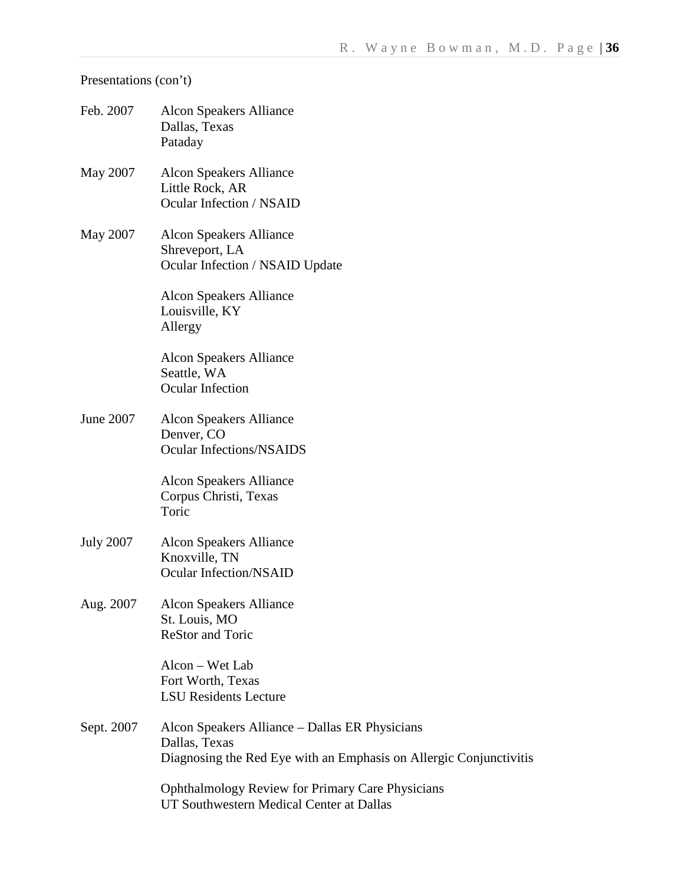Presentations (con't)

Feb. 2007 Alcon Speakers Alliance
Dallas, Texas
Pataday

May 2007 Alcon Speakers Alliance
Little Rock, AR
Ocular Infection / NSAID

May 2007 Alcon Speakers Alliance
Shreveport, LA
Ocular Infection / NSAID Update

Alcon Speakers Alliance
Louisville, KY
Allergy

Alcon Speakers Alliance
Seattle, WA
Ocular Infection

June 2007 Alcon Speakers Alliance
Denver, CO
Ocular Infections/NSAIDS

Alcon Speakers Alliance
Corpus Christi, Texas
Toric

July 2007 Alcon Speakers Alliance
Knoxville, TN
Ocular Infection/NSAID

Aug. 2007 Alcon Speakers Alliance
St. Louis, MO
ReStor and Toric

Alcon – Wet Lab
Fort Worth, Texas
LSU Residents Lecture

Sept. 2007 Alcon Speakers Alliance – Dallas ER Physicians
Dallas, Texas
Diagnosing the Red Eye with an Emphasis on Allergic Conjunctivitis

Ophthalmology Review for Primary Care Physicians
UT Southwestern Medical Center at Dallas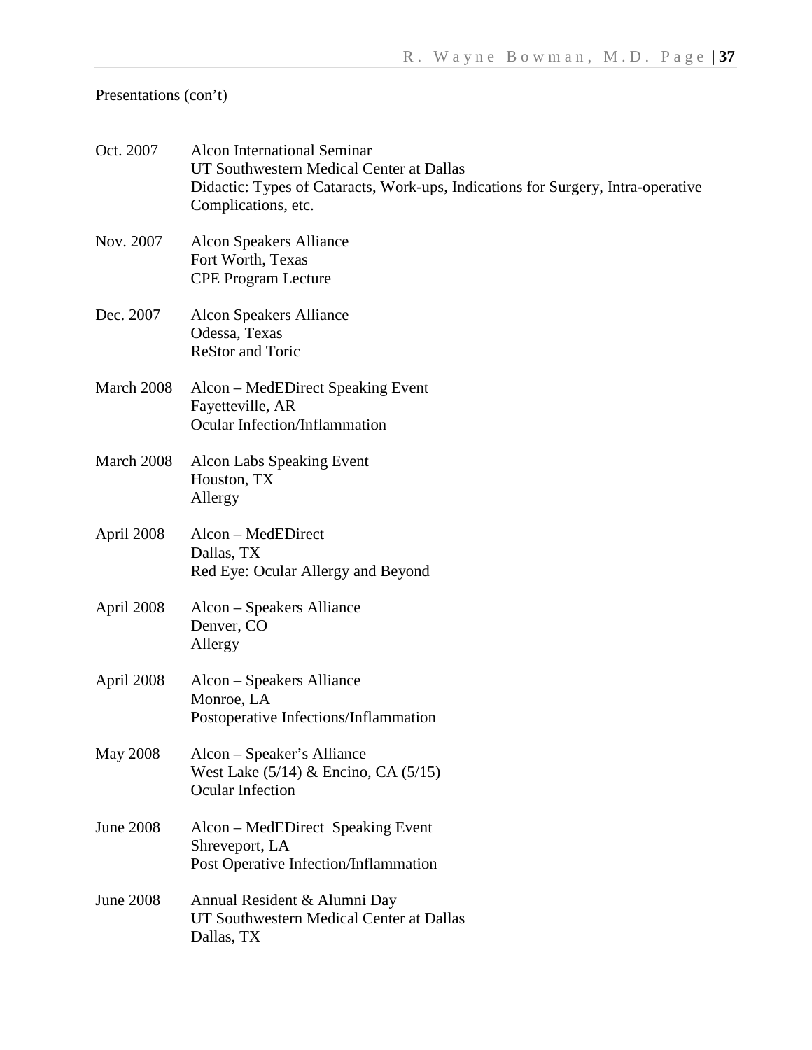Presentations (con't)

| | |
|---|---|
| Oct. 2007 | Alcon International Seminar<br>UT Southwestern Medical Center at Dallas<br>Didactic: Types of Cataracts, Work-ups, Indications for Surgery, Intra-operative Complications, etc. |
| Nov. 2007 | Alcon Speakers Alliance<br>Fort Worth, Texas<br>CPE Program Lecture |
| Dec. 2007 | Alcon Speakers Alliance<br>Odessa, Texas<br>ReStor and Toric |
| March 2008 | Alcon – MedEDirect Speaking Event<br>Fayetteville, AR<br>Ocular Infection/Inflammation |
| March 2008 | Alcon Labs Speaking Event<br>Houston, TX<br>Allergy |
| April 2008 | Alcon – MedEDirect<br>Dallas, TX<br>Red Eye: Ocular Allergy and Beyond |
| April 2008 | Alcon – Speakers Alliance<br>Denver, CO<br>Allergy |
| April 2008 | Alcon – Speakers Alliance<br>Monroe, LA<br>Postoperative Infections/Inflammation |
| May 2008 | Alcon – Speaker's Alliance<br>West Lake (5/14) & Encino, CA (5/15)<br>Ocular Infection |
| June 2008 | Alcon – MedEDirect Speaking Event<br>Shreveport, LA<br>Post Operative Infection/Inflammation |
| June 2008 | Annual Resident & Alumni Day<br>UT Southwestern Medical Center at Dallas<br>Dallas, TX |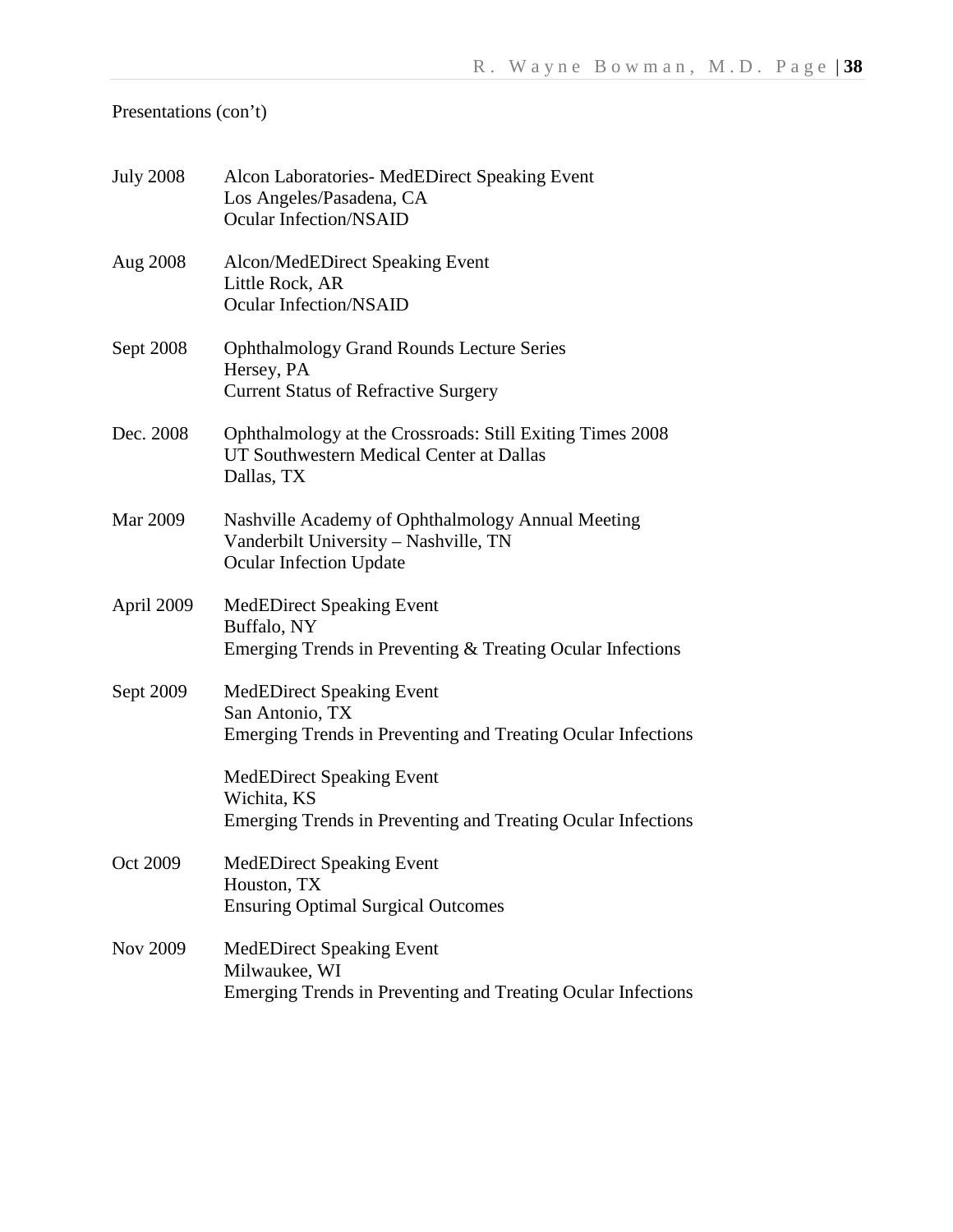Presentations (con't)

| | |
|---|---|
| July 2008 | Alcon Laboratories- MedEDirect Speaking Event<br>Los Angeles/Pasadena, CA<br>Ocular Infection/NSAID |
| Aug 2008 | Alcon/MedEDirect Speaking Event<br>Little Rock, AR<br>Ocular Infection/NSAID |
| Sept 2008 | Ophthalmology Grand Rounds Lecture Series<br>Hersey, PA<br>Current Status of Refractive Surgery |
| Dec. 2008 | Ophthalmology at the Crossroads: Still Exiting Times 2008<br>UT Southwestern Medical Center at Dallas<br>Dallas, TX |
| Mar 2009 | Nashville Academy of Ophthalmology Annual Meeting<br>Vanderbilt University – Nashville, TN<br>Ocular Infection Update |
| April 2009 | MedEDirect Speaking Event<br>Buffalo, NY<br>Emerging Trends in Preventing & Treating Ocular Infections |
| Sept 2009 | MedEDirect Speaking Event<br>San Antonio, TX<br>Emerging Trends in Preventing and Treating Ocular Infections |
| | MedEDirect Speaking Event<br>Wichita, KS<br>Emerging Trends in Preventing and Treating Ocular Infections |
| Oct 2009 | MedEDirect Speaking Event<br>Houston, TX<br>Ensuring Optimal Surgical Outcomes |
| Nov 2009 | MedEDirect Speaking Event<br>Milwaukee, WI<br>Emerging Trends in Preventing and Treating Ocular Infections |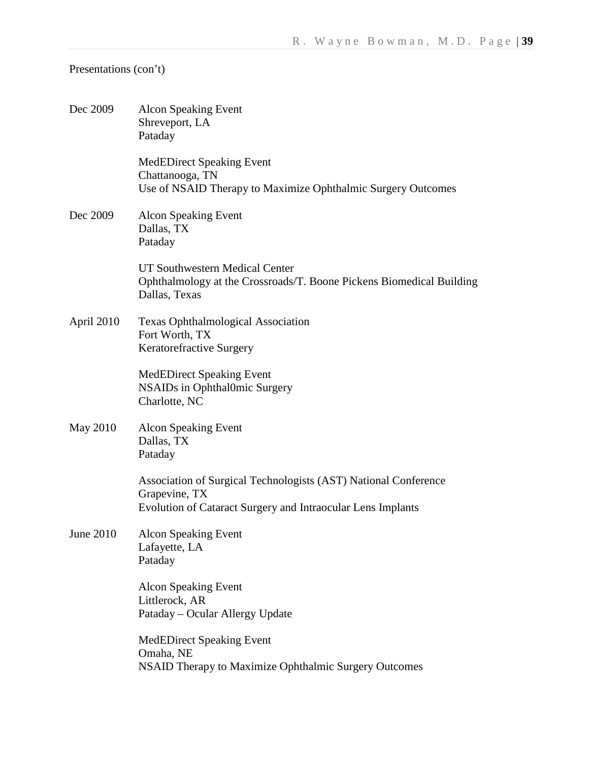Presentations (con't)

Dec 2009 Alcon Speaking Event
Shreveport, LA
Pataday

MedEDirect Speaking Event
Chattanooga, TN
Use of NSAID Therapy to Maximize Ophthalmic Surgery Outcomes

Dec 2009 Alcon Speaking Event
Dallas, TX
Pataday

UT Southwestern Medical Center
Ophthalmology at the Crossroads/T. Boone Pickens Biomedical Building
Dallas, Texas

April 2010 Texas Ophthalmological Association
Fort Worth, TX
Keratorefractive Surgery

MedEDirect Speaking Event
NSAIDs in Ophthal0mic Surgery
Charlotte, NC

May 2010 Alcon Speaking Event
Dallas, TX
Pataday

Association of Surgical Technologists (AST) National Conference
Grapevine, TX
Evolution of Cataract Surgery and Intraocular Lens Implants

June 2010 Alcon Speaking Event
Lafayette, LA
Pataday

Alcon Speaking Event
Littlerock, AR
Pataday – Ocular Allergy Update

MedEDirect Speaking Event
Omaha, NE
NSAID Therapy to Maximize Ophthalmic Surgery Outcomes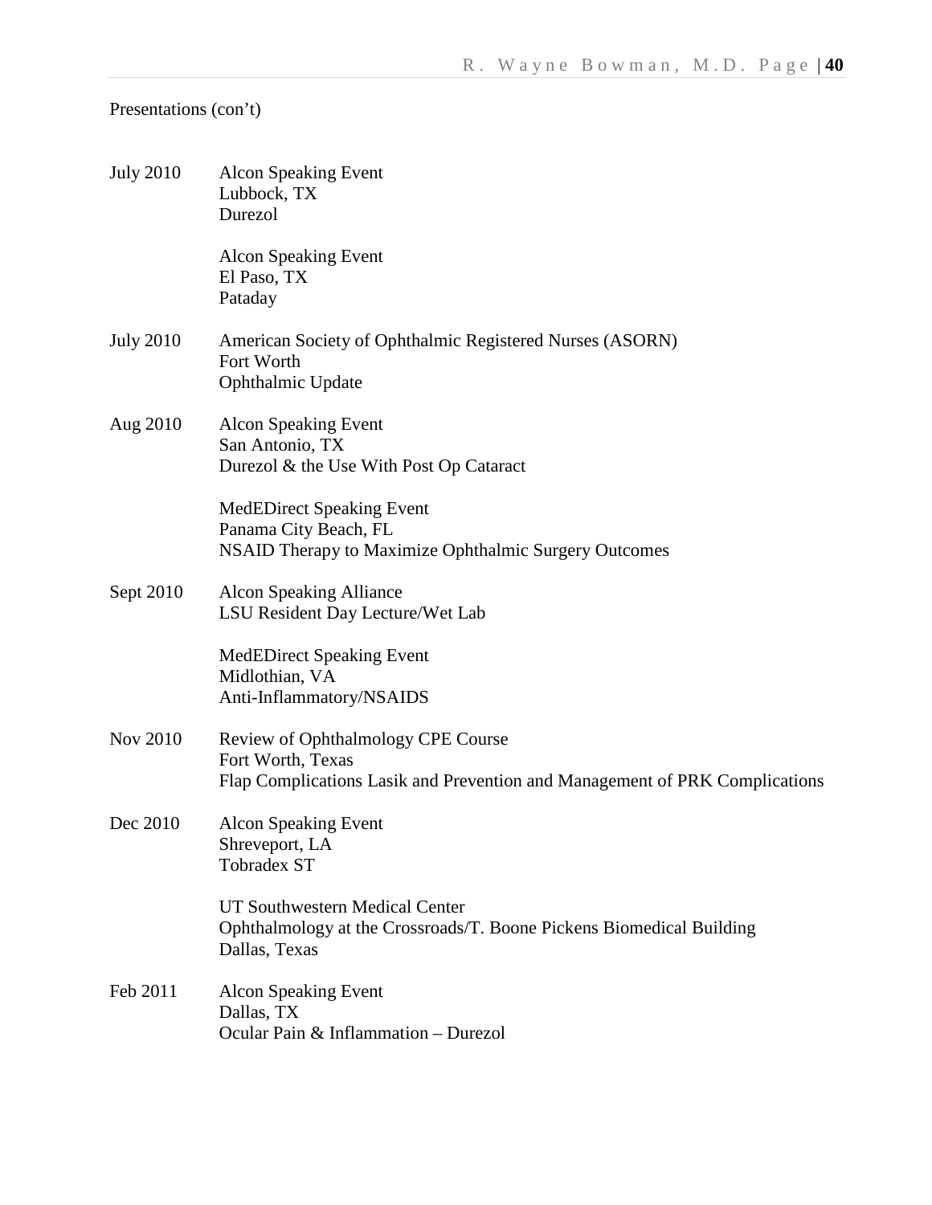Presentations (con't)

July 2010 Alcon Speaking Event
Lubbock, TX
Durezol

Alcon Speaking Event
El Paso, TX
Pataday

July 2010 American Society of Ophthalmic Registered Nurses (ASORN)
Fort Worth
Ophthalmic Update

Aug 2010 Alcon Speaking Event
San Antonio, TX
Durezol & the Use With Post Op Cataract

MedEDirect Speaking Event
Panama City Beach, FL
NSAID Therapy to Maximize Ophthalmic Surgery Outcomes

Sept 2010 Alcon Speaking Alliance
LSU Resident Day Lecture/Wet Lab

MedEDirect Speaking Event
Midlothian, VA
Anti-Inflammatory/NSAIDS

Nov 2010 Review of Ophthalmology CPE Course
Fort Worth, Texas
Flap Complications Lasik and Prevention and Management of PRK Complications

Dec 2010 Alcon Speaking Event
Shreveport, LA
Tobradex ST

UT Southwestern Medical Center
Ophthalmology at the Crossroads/T. Boone Pickens Biomedical Building
Dallas, Texas

Feb 2011 Alcon Speaking Event
Dallas, TX
Ocular Pain & Inflammation – Durezol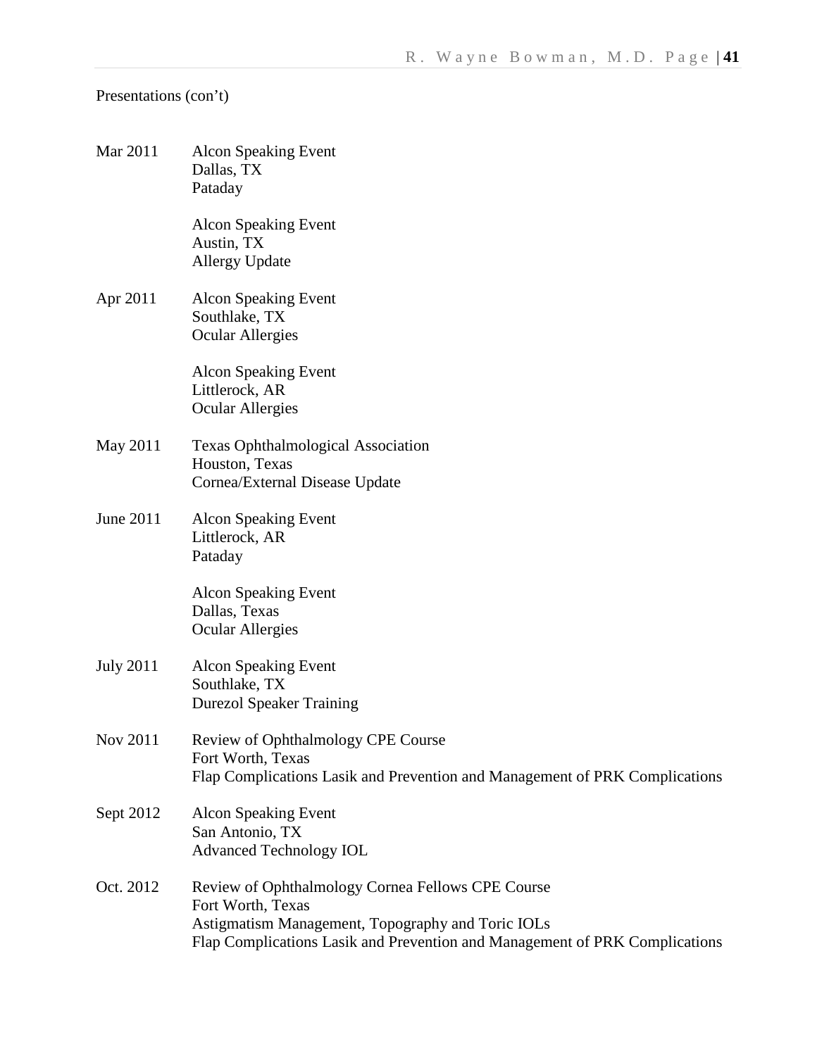Presentations (con't)

| | |
|---|---|
| Mar 2011 | Alcon Speaking Event<br>Dallas, TX<br>Pataday |
| | Alcon Speaking Event<br>Austin, TX<br>Allergy Update |
| Apr 2011 | Alcon Speaking Event<br>Southlake, TX<br>Ocular Allergies |
| | Alcon Speaking Event<br>Littlerock, AR<br>Ocular Allergies |
| May 2011 | Texas Ophthalmological Association<br>Houston, Texas<br>Cornea/External Disease Update |
| June 2011 | Alcon Speaking Event<br>Littlerock, AR<br>Pataday |
| | Alcon Speaking Event<br>Dallas, Texas<br>Ocular Allergies |
| July 2011 | Alcon Speaking Event<br>Southlake, TX<br>Durezol Speaker Training |
| Nov 2011 | Review of Ophthalmology CPE Course<br>Fort Worth, Texas<br>Flap Complications Lasik and Prevention and Management of PRK Complications |
| Sept 2012 | Alcon Speaking Event<br>San Antonio, TX<br>Advanced Technology IOL |
| Oct. 2012 | Review of Ophthalmology Cornea Fellows CPE Course<br>Fort Worth, Texas<br>Astigmatism Management, Topography and Toric IOLs<br>Flap Complications Lasik and Prevention and Management of PRK Complications |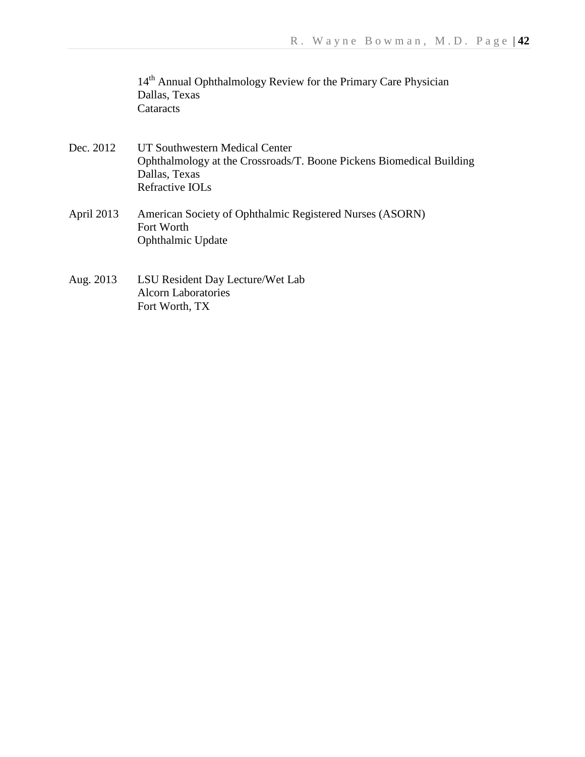14th Annual Ophthalmology Review for the Primary Care Physician
Dallas, Texas
Cataracts

Dec. 2012 UT Southwestern Medical Center
Ophthalmology at the Crossroads/T. Boone Pickens Biomedical Building
Dallas, Texas
Refractive IOLs

April 2013 American Society of Ophthalmic Registered Nurses (ASORN)
Fort Worth
Ophthalmic Update

Aug. 2013 LSU Resident Day Lecture/Wet Lab
Alcorn Laboratories
Fort Worth, TX